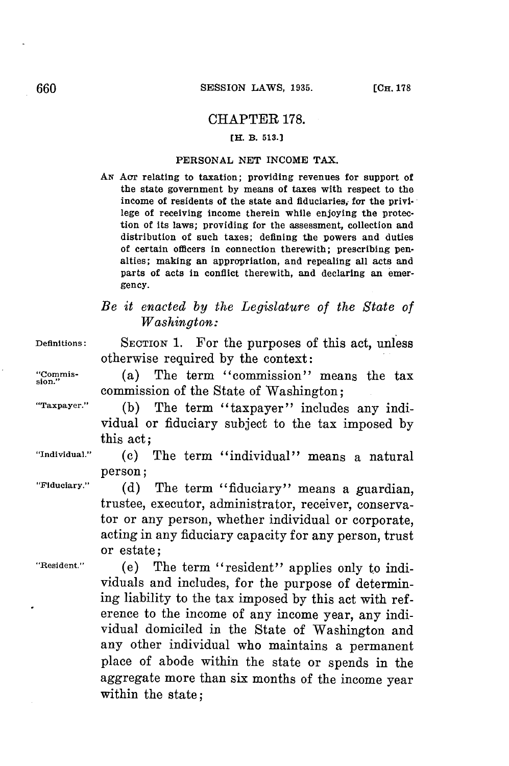# CHAPTER 178.

**[H. B. 513.]**

## PERSONAL NET INCOME TAX.

AN ACT relating to taxation; providing revenues for support of the state government by means of taxes with respect to the income of residents of the state and fiduciaries, for the privilege of receiving income therein while enjoying the protection of its laws; providing for the assessment, collection and distribution of such taxes; defining the powers and duties of certain officers in connection therewith; prescribing penalties; making an appropriation, and repealing all acts and parts of acts in conflict therewith, and declaring an emergency.

*Be it enacted by the Legislature of the State of Washington:*

Definitions: SECTION 1. For the purposes of this act, unless otherwise required by the context:

"Commission." (a) The term "commission" means the tax commission of the State of Washington;

"Taxpayer." (b) The term "taxpayer" includes any individual or fiduciary subject to the tax imposed by this act;

"Individual." (c) The term "individual" means a natural person;

"Fiduciary." (d) The term "fiduciary" means a guardian, trustee, executor, administrator, receiver, conservator or any person, whether individual or corporate, acting in any fiduciary capacity for any person, trust or estate;

"Resident." (e) The term "resident" applies only to individuals and includes, for the purpose of determining liability to the tax imposed by this act with reference to the income of any income year, any individual domiciled in the State of Washington and any other individual who maintains a permanent place of abode within the state or spends in the aggregate more than six months of the income year within the state;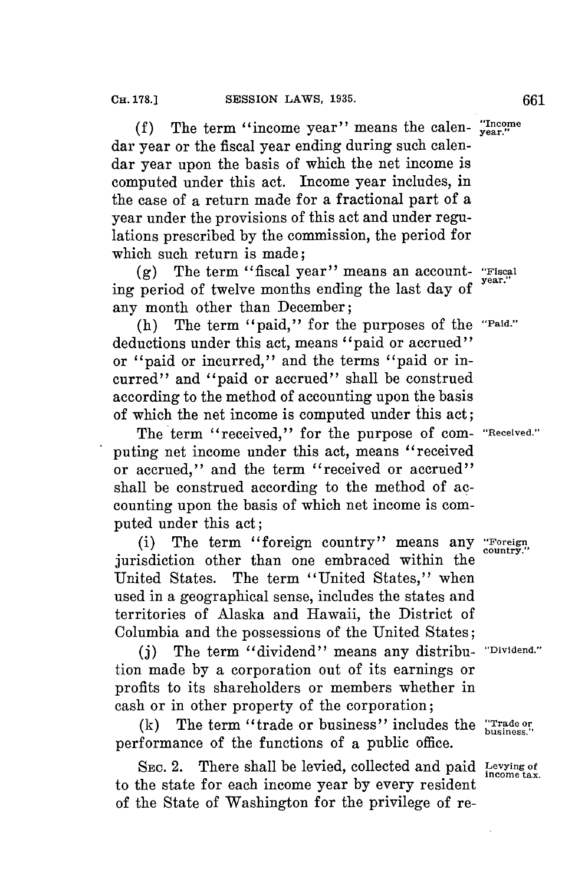(f) The term "income year" means the calendar year or the fiscal year ending during such calendar year upon the basis of which the net income is computed under this act. Income year includes, in the case of a return made for a fractional part of a year under the provisions of this act and under regulations prescribed by the commission, the period for which such return is made;

(g) The term "fiscal year" means an accounting period of twelve months ending the last day of any month other than December;

(h) The term "paid," for the purposes of the deductions under this act, means "paid or accrued" or "paid or incurred," and the terms "paid or incurred" and "paid or accrued" shall be construed according to the method of accounting upon the basis of which the net income is computed under this act;

The term "received," for the purpose of computing net income under this act, means "received or accrued," and the term "received or accrued" shall be construed according to the method of accounting upon the basis of which net income is computed under this act;

(i) The term "foreign country" means any jurisdiction other than one embraced within the United States. The term "United States," when used in a geographical sense, includes the states and territories of Alaska and Hawaii, the District of Columbia and the possessions of the United States;

(j) The term "dividend" means any distribution made by a corporation out of its earnings or profits to its shareholders or members whether in cash or in other property of the corporation;

(k) The term "trade or business" includes the performance of the functions of a public office.

SEC. 2. There shall be levied, collected and paid to the state for each income year by every resident of the State of Washington for the privilege of re-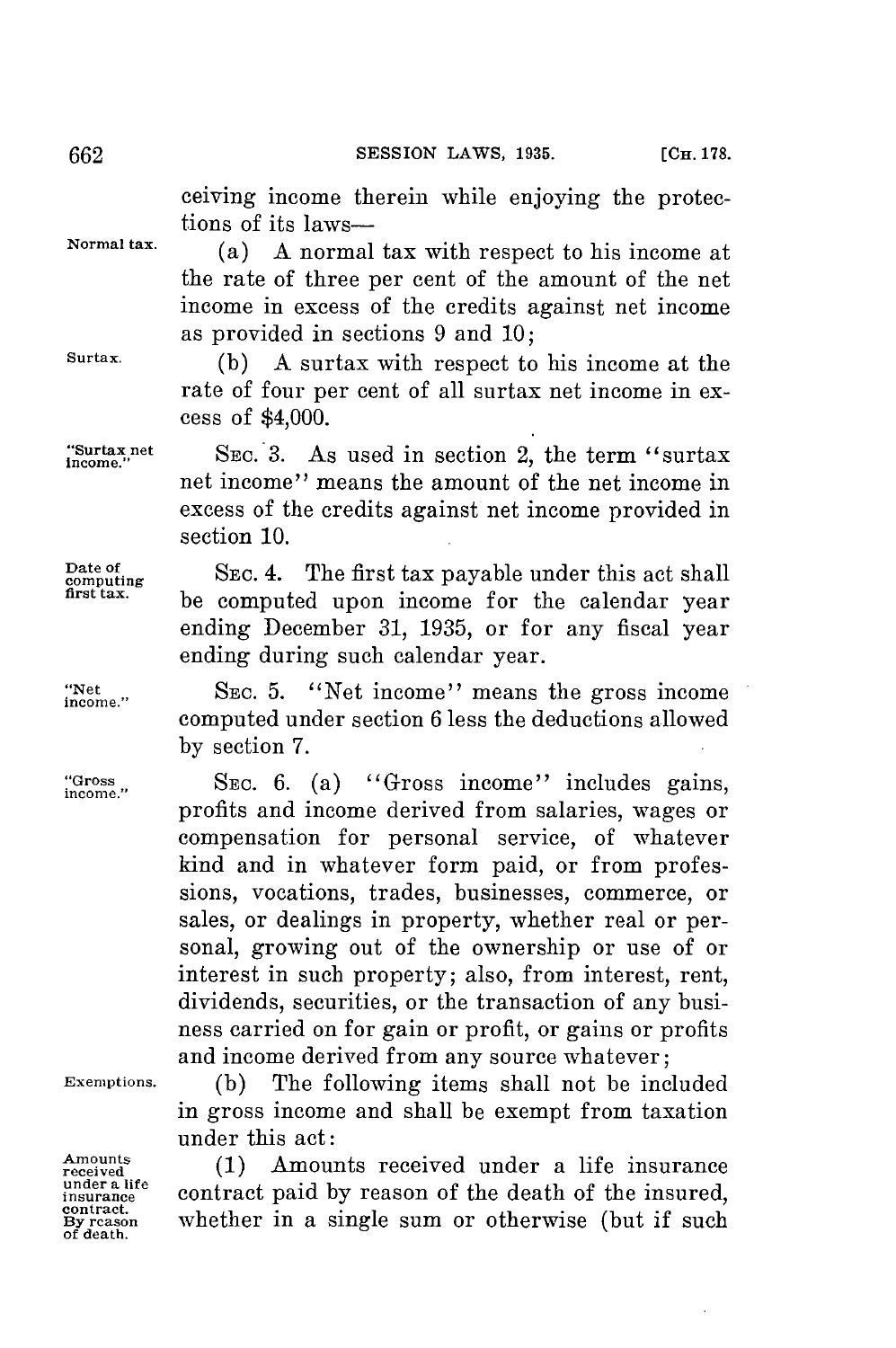ceiving income therein while enjoying the protections of its laws—

Normal tax. (a) A normal tax with respect to his income at the rate of three per cent of the amount of the net income in excess of the credits against net income as provided in sections 9 and 10;

Surtax. (b) A surtax with respect to his income at the rate of four per cent of all surtax net income in excess of $4,000.

"Surtax net income." SEC. 3. As used in section 2, the term "surtax net income" means the amount of the net income in excess of the credits against net income provided in section 10.

Date of computing first tax. SEC. 4. The first tax payable under this act shall be computed upon income for the calendar year ending December 31, 1935, or for any fiscal year ending during such calendar year.

"Net income." SEC. 5. "Net income" means the gross income computed under section 6 less the deductions allowed by section 7.

"Gross income." SEC. 6. (a) "Gross income" includes gains, profits and income derived from salaries, wages or compensation for personal service, of whatever kind and in whatever form paid, or from professions, vocations, trades, businesses, commerce, or sales, or dealings in property, whether real or personal, growing out of the ownership or use of or interest in such property; also, from interest, rent, dividends, securities, or the transaction of any business carried on for gain or profit, or gains or profits and income derived from any source whatever;

Exemptions. (b) The following items shall not be included in gross income and shall be exempt from taxation under this act:

Amounts received under a life insurance contract. By reason of death. (1) Amounts received under a life insurance contract paid by reason of the death of the insured, whether in a single sum or otherwise (but if such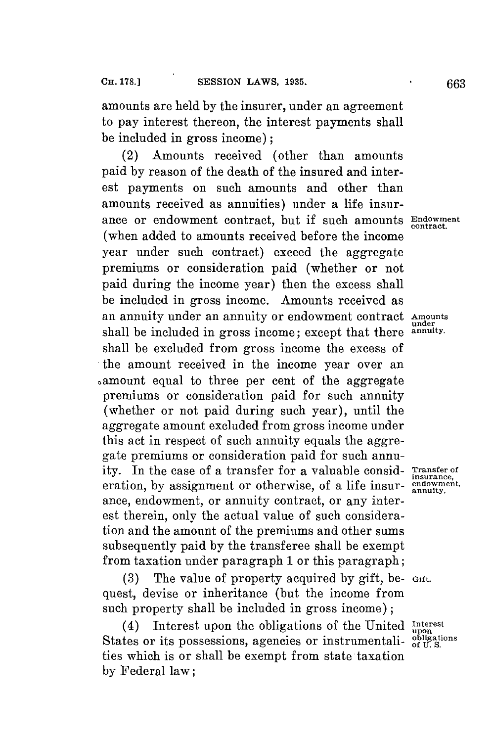amounts are held by the insurer, under an agreement to pay interest thereon, the interest payments shall be included in gross income);

(2) Amounts received (other than amounts paid by reason of the death of the insured and interest payments on such amounts and other than amounts received as annuities) under a life insurance or endowment contract, but if such amounts (when added to amounts received before the income year under such contract) exceed the aggregate premiums or consideration paid (whether or not paid during the income year) then the excess shall be included in gross income. Amounts received as an annuity under an annuity or endowment contract shall be included in gross income; except that there shall be excluded from gross income the excess of the amount received in the income year over an amount equal to three per cent of the aggregate premiums or consideration paid for such annuity (whether or not paid during such year), until the aggregate amount excluded from gross income under this act in respect of such annuity equals the aggregate premiums or consideration paid for such annuity. In the case of a transfer for a valuable consideration, by assignment or otherwise, of a life insurance, endowment, or annuity contract, or any interest therein, only the actual value of such consideration and the amount of the premiums and other sums subsequently paid by the transferee shall be exempt from taxation under paragraph 1 or this paragraph;

Endowment contract.

Amounts under annuity.

Transfer of insurance, endowment, annuity.

(3) The value of property acquired by gift, bequest, devise or inheritance (but the income from such property shall be included in gross income);

Gift.

(4) Interest upon the obligations of the United States or its possessions, agencies or instrumentalities which is or shall be exempt from state taxation by Federal law;

Interest upon obligations of U. S.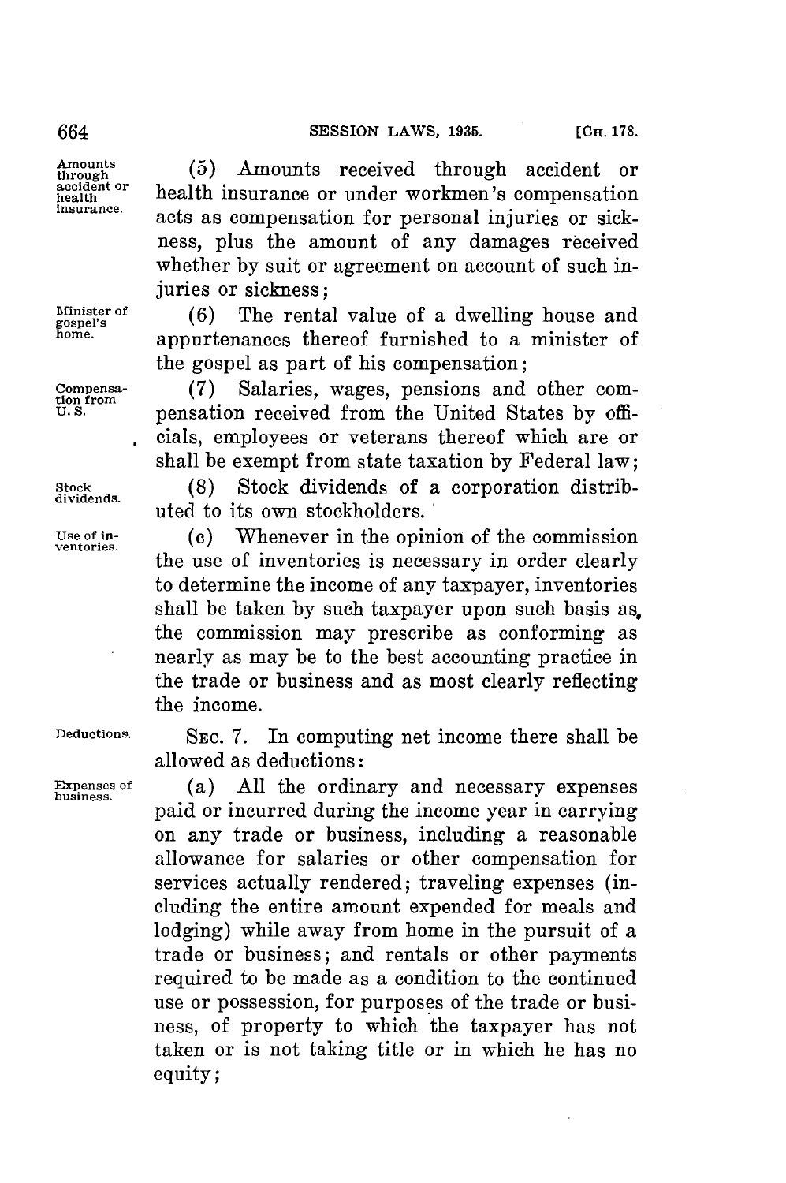(5) Amounts received through accident or health insurance or under workmen's compensation acts as compensation for personal injuries or sickness, plus the amount of any damages received whether by suit or agreement on account of such injuries or sickness;

(6) The rental value of a dwelling house and appurtenances thereof furnished to a minister of the gospel as part of his compensation;

(7) Salaries, wages, pensions and other compensation received from the United States by officials, employees or veterans thereof which are or shall be exempt from state taxation by Federal law;

(8) Stock dividends of a corporation distributed to its own stockholders.

(c) Whenever in the opinion of the commission the use of inventories is necessary in order clearly to determine the income of any taxpayer, inventories shall be taken by such taxpayer upon such basis as the commission may prescribe as conforming as nearly as may be to the best accounting practice in the trade or business and as most clearly reflecting the income.

SEC. 7. In computing net income there shall be allowed as deductions:

(a) All the ordinary and necessary expenses paid or incurred during the income year in carrying on any trade or business, including a reasonable allowance for salaries or other compensation for services actually rendered; traveling expenses (including the entire amount expended for meals and lodging) while away from home in the pursuit of a trade or business; and rentals or other payments required to be made as a condition to the continued use or possession, for purposes of the trade or business, of property to which the taxpayer has not taken or is not taking title or in which he has no equity;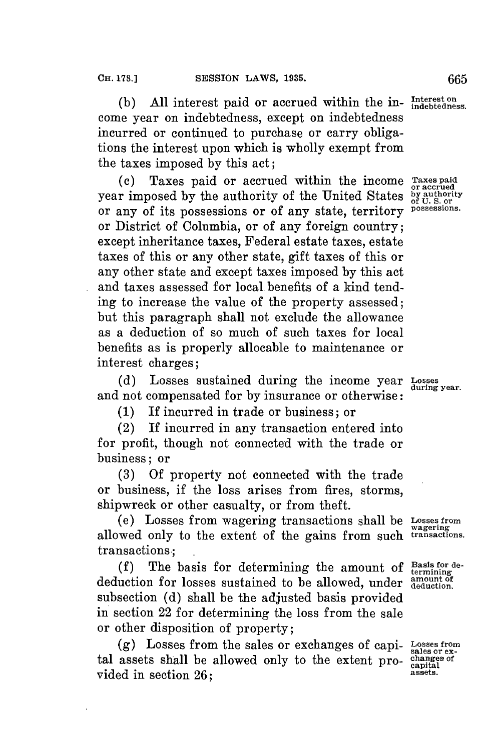(b) All interest paid or accrued within the income year on indebtedness, except on indebtedness incurred or continued to purchase or carry obligations the interest upon which is wholly exempt from the taxes imposed by this act;

Interest on indebtedness.

(c) Taxes paid or accrued within the income year imposed by the authority of the United States or any of its possessions or of any state, territory or District of Columbia, or of any foreign country; except inheritance taxes, Federal estate taxes, estate taxes of this or any other state, gift taxes of this or any other state and except taxes imposed by this act and taxes assessed for local benefits of a kind tending to increase the value of the property assessed; but this paragraph shall not exclude the allowance as a deduction of so much of such taxes for local benefits as is properly allocable to maintenance or interest charges;

Taxes paid or accrued by authority of U. S. or possessions.

(d) Losses sustained during the income year and not compensated for by insurance or otherwise:

Losses during year.

(1) If incurred in trade or business; or

(2) If incurred in any transaction entered into for profit, though not connected with the trade or business; or

(3) Of property not connected with the trade or business, if the loss arises from fires, storms, shipwreck or other casualty, or from theft.

(e) Losses from wagering transactions shall be allowed only to the extent of the gains from such transactions;

Losses from wagering transactions.

(f) The basis for determining the amount of deduction for losses sustained to be allowed, under subsection (d) shall be the adjusted basis provided in section 22 for determining the loss from the sale or other disposition of property;

Basis for determining amount of deduction.

(g) Losses from the sales or exchanges of capital assets shall be allowed only to the extent provided in section 26;

Losses from sales or exchanges of capital assets.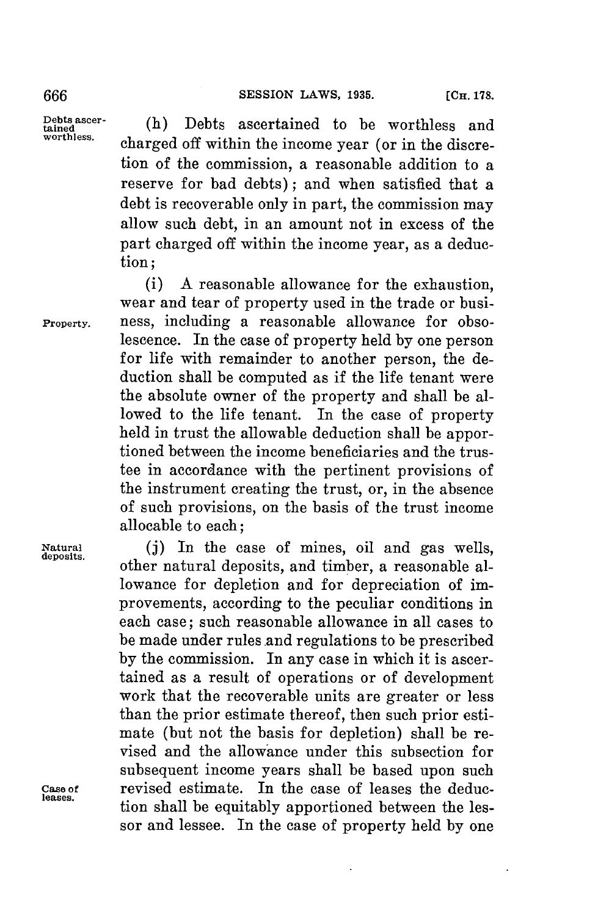(h) Debts ascertained to be worthless and charged off within the income year (or in the discretion of the commission, a reasonable addition to a reserve for bad debts); and when satisfied that a debt is recoverable only in part, the commission may allow such debt, in an amount not in excess of the part charged off within the income year, as a deduction;

(i) A reasonable allowance for the exhaustion, wear and tear of property used in the trade or business, including a reasonable allowance for obsolescence. In the case of property held by one person for life with remainder to another person, the deduction shall be computed as if the life tenant were the absolute owner of the property and shall be allowed to the life tenant. In the case of property held in trust the allowable deduction shall be apportioned between the income beneficiaries and the trustee in accordance with the pertinent provisions of the instrument creating the trust, or, in the absence of such provisions, on the basis of the trust income allocable to each;

(j) In the case of mines, oil and gas wells, other natural deposits, and timber, a reasonable allowance for depletion and for depreciation of improvements, according to the peculiar conditions in each case; such reasonable allowance in all cases to be made under rules and regulations to be prescribed by the commission. In any case in which it is ascertained as a result of operations or of development work that the recoverable units are greater or less than the prior estimate thereof, then such prior estimate (but not the basis for depletion) shall be revised and the allowance under this subsection for subsequent income years shall be based upon such revised estimate. In the case of leases the deduction shall be equitably apportioned between the lessor and lessee. In the case of property held by one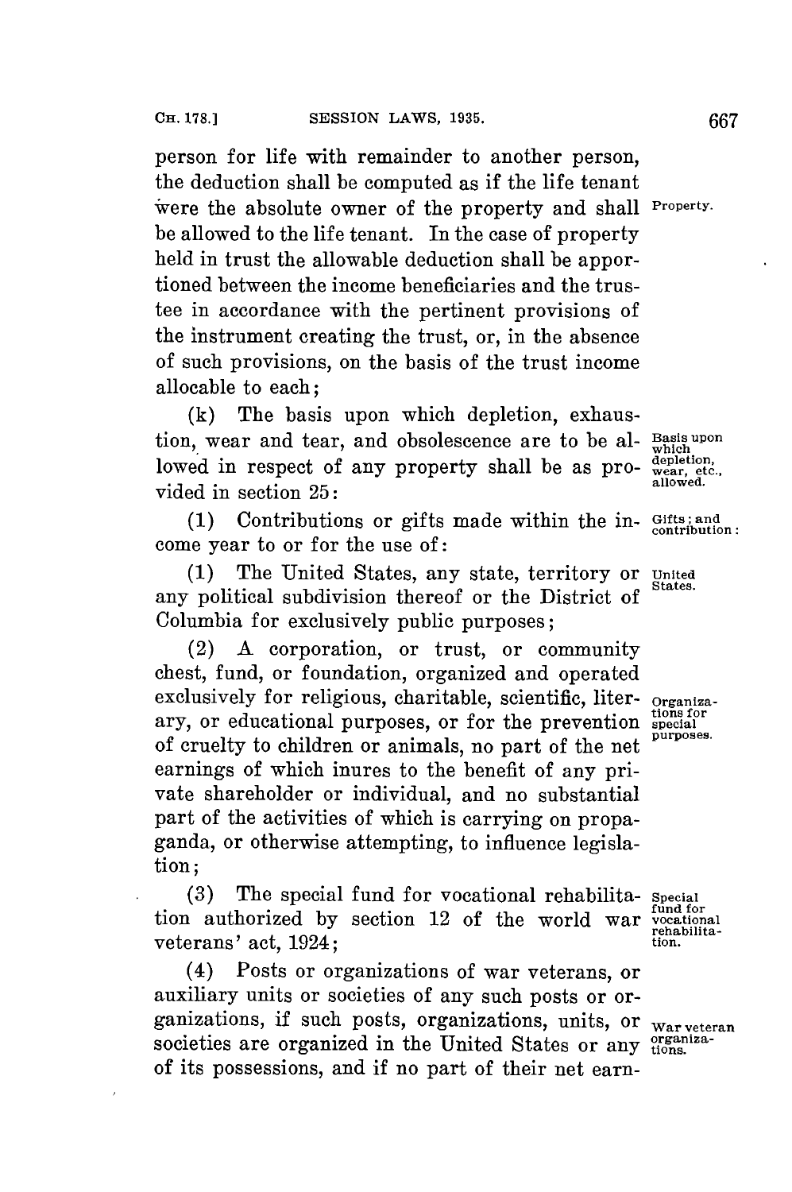person for life with remainder to another person, the deduction shall be computed as if the life tenant were the absolute owner of the property and shall be allowed to the life tenant. In the case of property held in trust the allowable deduction shall be apportioned between the income beneficiaries and the trustee in accordance with the pertinent provisions of the instrument creating the trust, or, in the absence of such provisions, on the basis of the trust income allocable to each;

Property.

(k) The basis upon which depletion, exhaustion, wear and tear, and obsolescence are to be allowed in respect of any property shall be as provided in section 25:

Basis upon which depletion, wear, etc., allowed.

(l) Contributions or gifts made within the income year to or for the use of:

Gifts; and contribution:

(1) The United States, any state, territory or any political subdivision thereof or the District of Columbia for exclusively public purposes;

United States.

(2) A corporation, or trust, or community chest, fund, or foundation, organized and operated exclusively for religious, charitable, scientific, literary, or educational purposes, or for the prevention of cruelty to children or animals, no part of the net earnings of which inures to the benefit of any private shareholder or individual, and no substantial part of the activities of which is carrying on propaganda, or otherwise attempting, to influence legislation;

Organizations for special purposes.

(3) The special fund for vocational rehabilitation authorized by section 12 of the world war veterans' act, 1924;

Special fund for vocational rehabilitation.

(4) Posts or organizations of war veterans, or auxiliary units or societies of any such posts or organizations, if such posts, organizations, units, or societies are organized in the United States or any of its possessions, and if no part of their net earn-

War veteran organizations.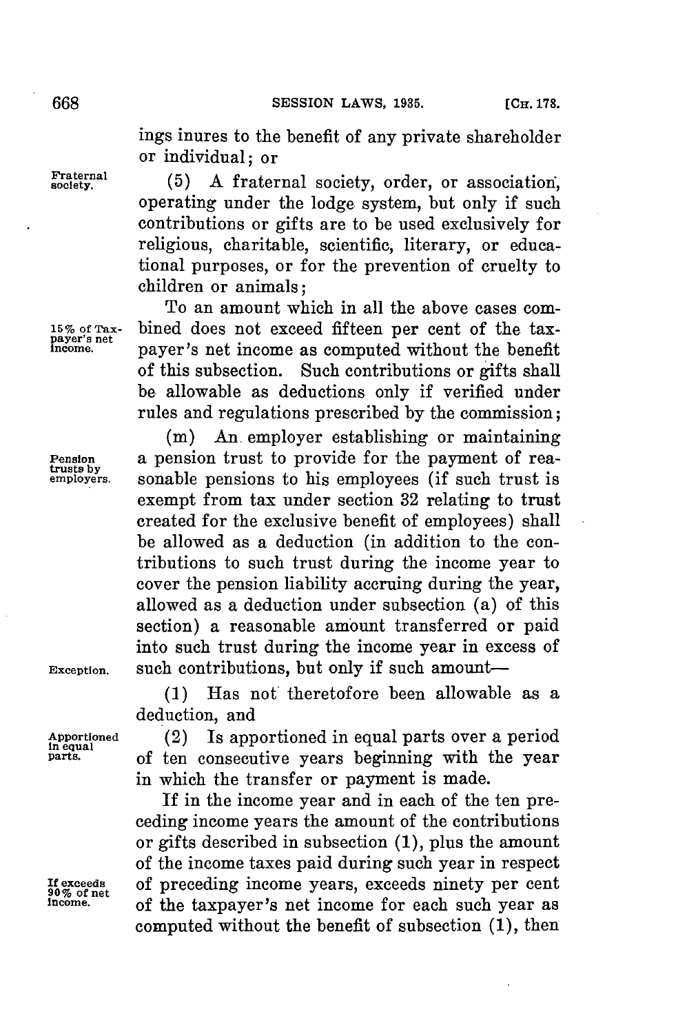ings inures to the benefit of any private shareholder or individual; or

Fraternal society. (5) A fraternal society, order, or association, operating under the lodge system, but only if such contributions or gifts are to be used exclusively for religious, charitable, scientific, literary, or educational purposes, or for the prevention of cruelty to children or animals;

15% of Taxpayer's net income. To an amount which in all the above cases combined does not exceed fifteen per cent of the taxpayer's net income as computed without the benefit of this subsection. Such contributions or gifts shall be allowable as deductions only if verified under rules and regulations prescribed by the commission;

Pension trusts by employers. (m) An employer establishing or maintaining a pension trust to provide for the payment of reasonable pensions to his employees (if such trust is exempt from tax under section 32 relating to trust created for the exclusive benefit of employees) shall be allowed as a deduction (in addition to the contributions to such trust during the income year to cover the pension liability accruing during the year, allowed as a deduction under subsection (a) of this section) a reasonable amount transferred or paid into such trust during the income year in excess of such contributions, but only if such amount—

Exception.

(1) Has not theretofore been allowable as a deduction, and

Apportioned in equal parts. (2) Is apportioned in equal parts over a period of ten consecutive years beginning with the year in which the transfer or payment is made.

If exceeds 90% of net income. If in the income year and in each of the ten preceding income years the amount of the contributions or gifts described in subsection (1), plus the amount of the income taxes paid during such year in respect of preceding income years, exceeds ninety per cent of the taxpayer's net income for each such year as computed without the benefit of subsection (1), then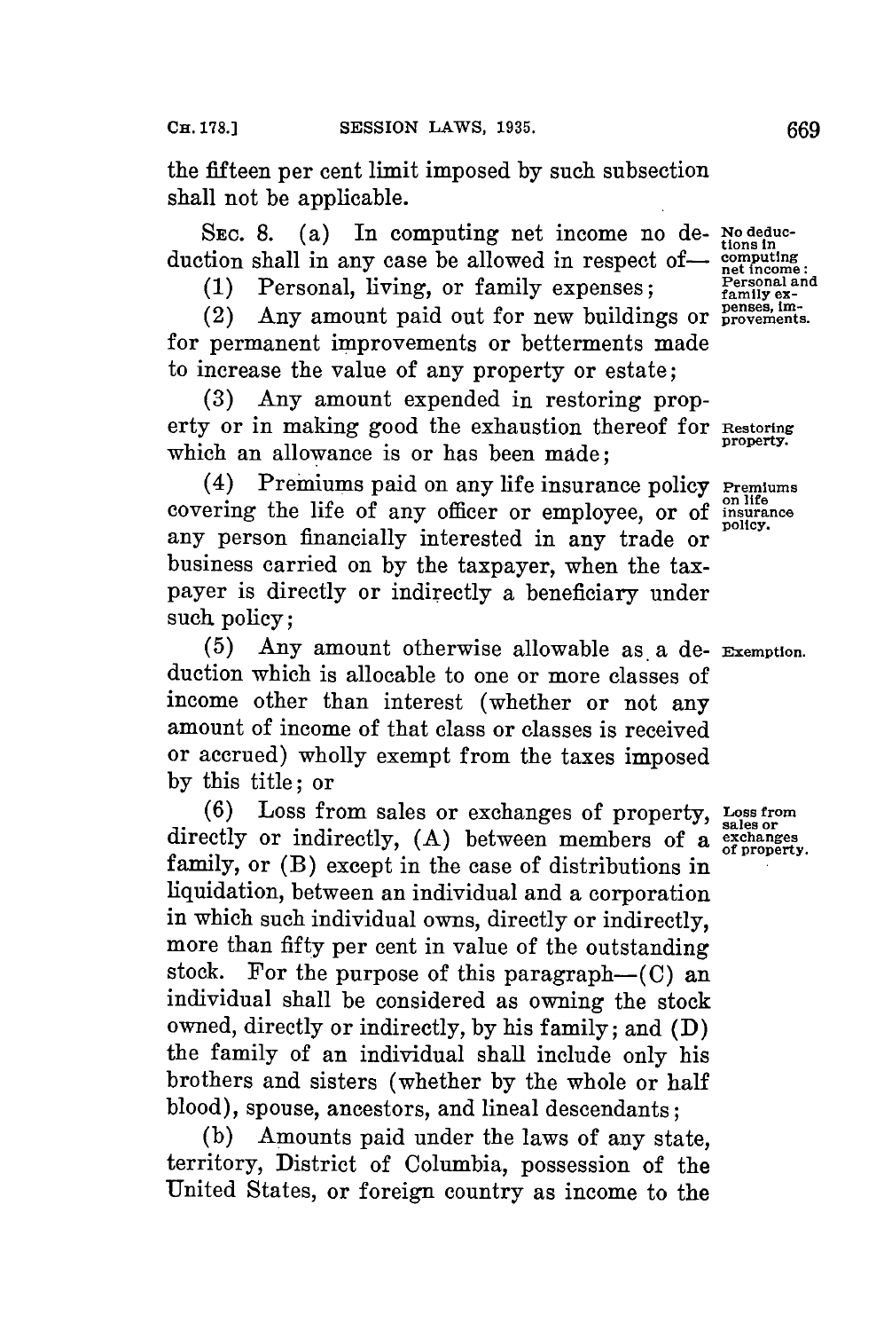the fifteen per cent limit imposed by such subsection shall not be applicable.

SEC. 8. (a) In computing net income no deduction shall in any case be allowed in respect of—

No deductions in computing net income: Personal and family expenses, improvements.

(1) Personal, living, or family expenses;

(2) Any amount paid out for new buildings or for permanent improvements or betterments made to increase the value of any property or estate;

Restoring property.

(3) Any amount expended in restoring property or in making good the exhaustion thereof for which an allowance is or has been made;

Premiums on life insurance policy.

(4) Premiums paid on any life insurance policy covering the life of any officer or employee, or of any person financially interested in any trade or business carried on by the taxpayer, when the taxpayer is directly or indirectly a beneficiary under such policy;

Exemption.

(5) Any amount otherwise allowable as a deduction which is allocable to one or more classes of income other than interest (whether or not any amount of income of that class or classes is received or accrued) wholly exempt from the taxes imposed by this title; or

Loss from sales or exchanges of property.

(6) Loss from sales or exchanges of property, directly or indirectly, (A) between members of a family, or (B) except in the case of distributions in liquidation, between an individual and a corporation in which such individual owns, directly or indirectly, more than fifty per cent in value of the outstanding stock. For the purpose of this paragraph—(C) an individual shall be considered as owning the stock owned, directly or indirectly, by his family; and (D) the family of an individual shall include only his brothers and sisters (whether by the whole or half blood), spouse, ancestors, and lineal descendants;

(b) Amounts paid under the laws of any state, territory, District of Columbia, possession of the United States, or foreign country as income to the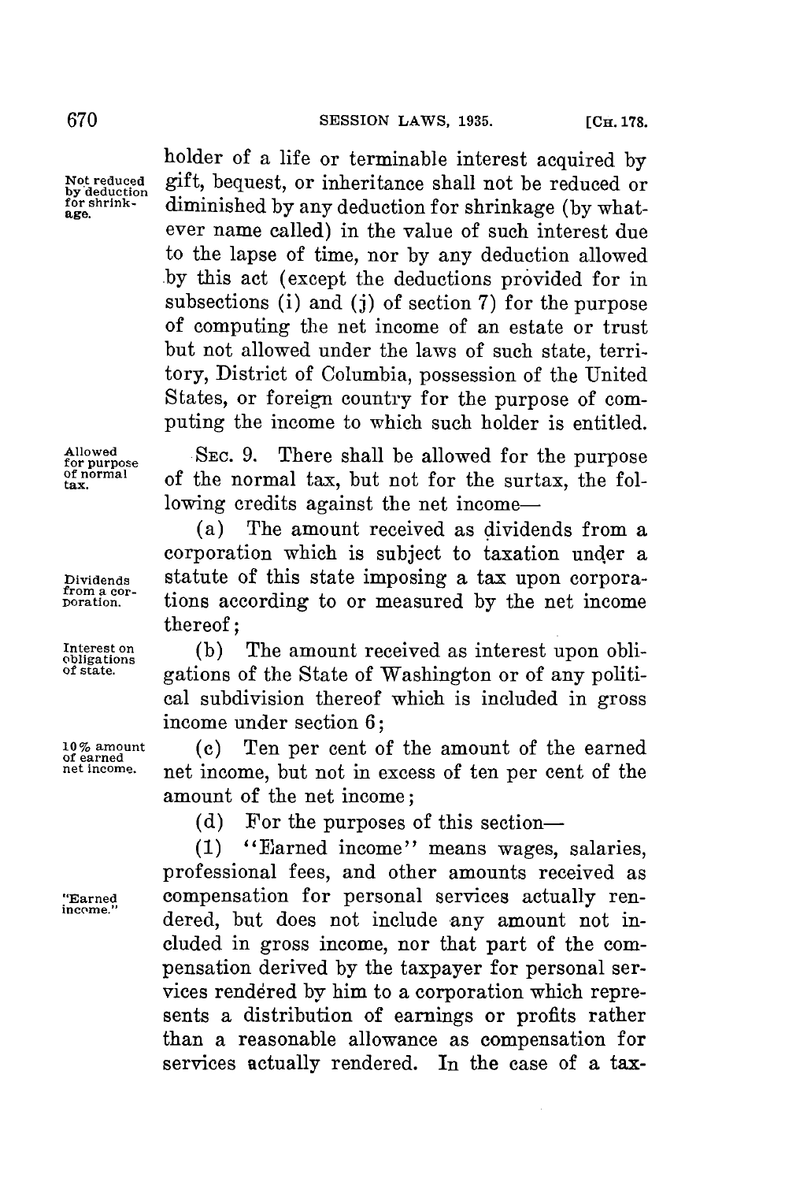holder of a life or terminable interest acquired by gift, bequest, or inheritance shall not be reduced or diminished by any deduction for shrinkage (by whatever name called) in the value of such interest due to the lapse of time, nor by any deduction allowed by this act (except the deductions provided for in subsections (i) and (j) of section 7) for the purpose of computing the net income of an estate or trust but not allowed under the laws of such state, territory, District of Columbia, possession of the United States, or foreign country for the purpose of computing the income to which such holder is entitled.

*Not reduced by deduction for shrinkage.*

*Allowed for purpose of normal tax.*

SEC. 9. There shall be allowed for the purpose of the normal tax, but not for the surtax, the following credits against the net income—

*Dividends from a corporation.*

(a) The amount received as dividends from a corporation which is subject to taxation under a statute of this state imposing a tax upon corporations according to or measured by the net income thereof;

*Interest on obligations of state.*

(b) The amount received as interest upon obligations of the State of Washington or of any political subdivision thereof which is included in gross income under section 6;

*10% amount of earned net income.*

(c) Ten per cent of the amount of the earned net income, but not in excess of ten per cent of the amount of the net income;

(d) For the purposes of this section—

*"Earned income."*

(1) "Earned income" means wages, salaries, professional fees, and other amounts received as compensation for personal services actually rendered, but does not include any amount not included in gross income, nor that part of the compensation derived by the taxpayer for personal services rendered by him to a corporation which represents a distribution of earnings or profits rather than a reasonable allowance as compensation for services actually rendered. In the case of a tax-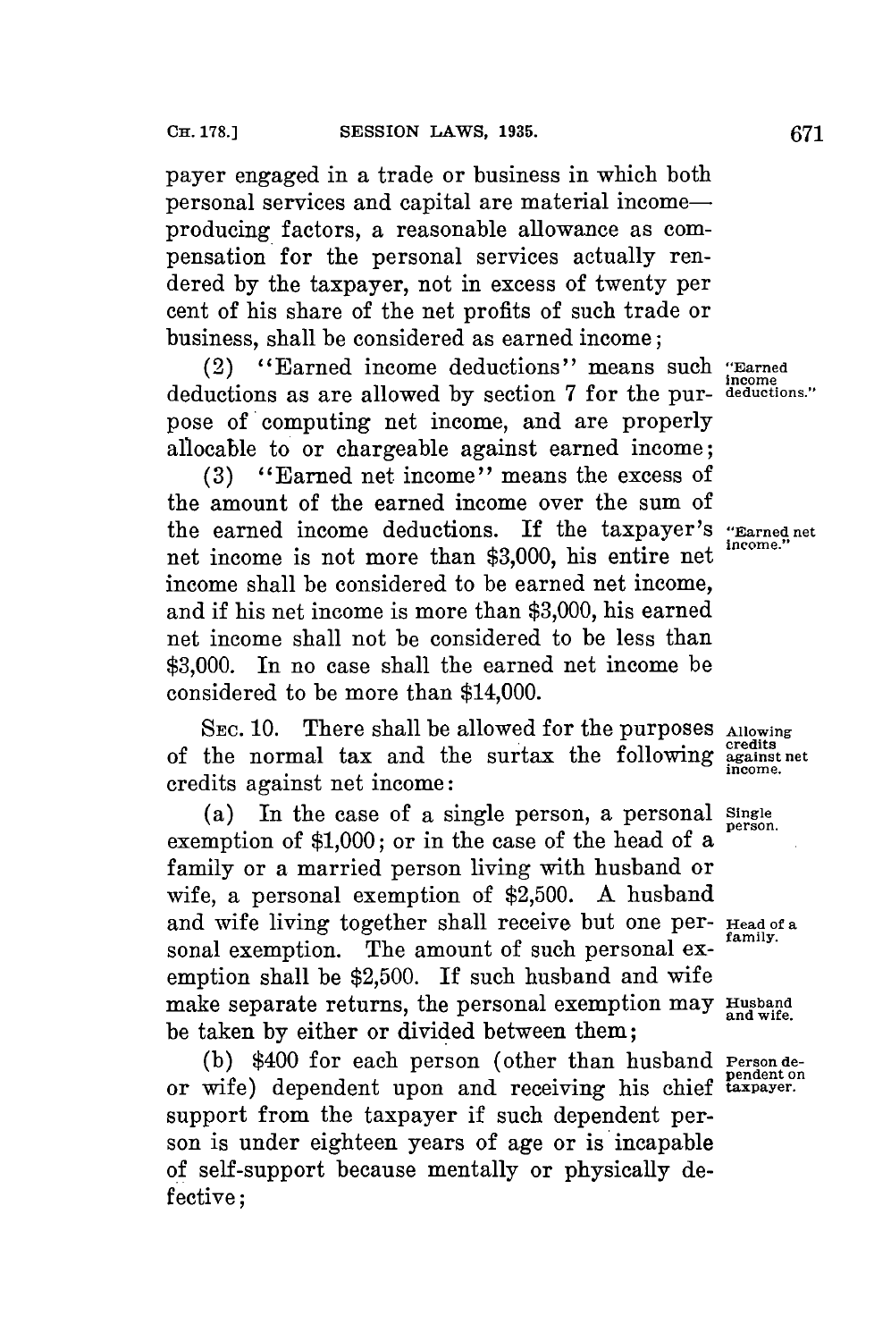payer engaged in a trade or business in which both personal services and capital are material income-producing factors, a reasonable allowance as compensation for the personal services actually rendered by the taxpayer, not in excess of twenty per cent of his share of the net profits of such trade or business, shall be considered as earned income;

(2) "Earned income deductions" means such deductions as are allowed by section 7 for the purpose of computing net income, and are properly allocable to or chargeable against earned income;

(3) "Earned net income" means the excess of the amount of the earned income over the sum of the earned income deductions. If the taxpayer's net income is not more than $3,000, his entire net income shall be considered to be earned net income, and if his net income is more than $3,000, his earned net income shall not be considered to be less than $3,000. In no case shall the earned net income be considered to be more than $14,000.

SEC. 10. There shall be allowed for the purposes of the normal tax and the surtax the following credits against net income:

(a) In the case of a single person, a personal exemption of $1,000; or in the case of the head of a family or a married person living with husband or wife, a personal exemption of $2,500. A husband and wife living together shall receive but one personal exemption. The amount of such personal exemption shall be $2,500. If such husband and wife make separate returns, the personal exemption may be taken by either or divided between them;

(b) $400 for each person (other than husband or wife) dependent upon and receiving his chief support from the taxpayer if such dependent person is under eighteen years of age or is incapable of self-support because mentally or physically defective;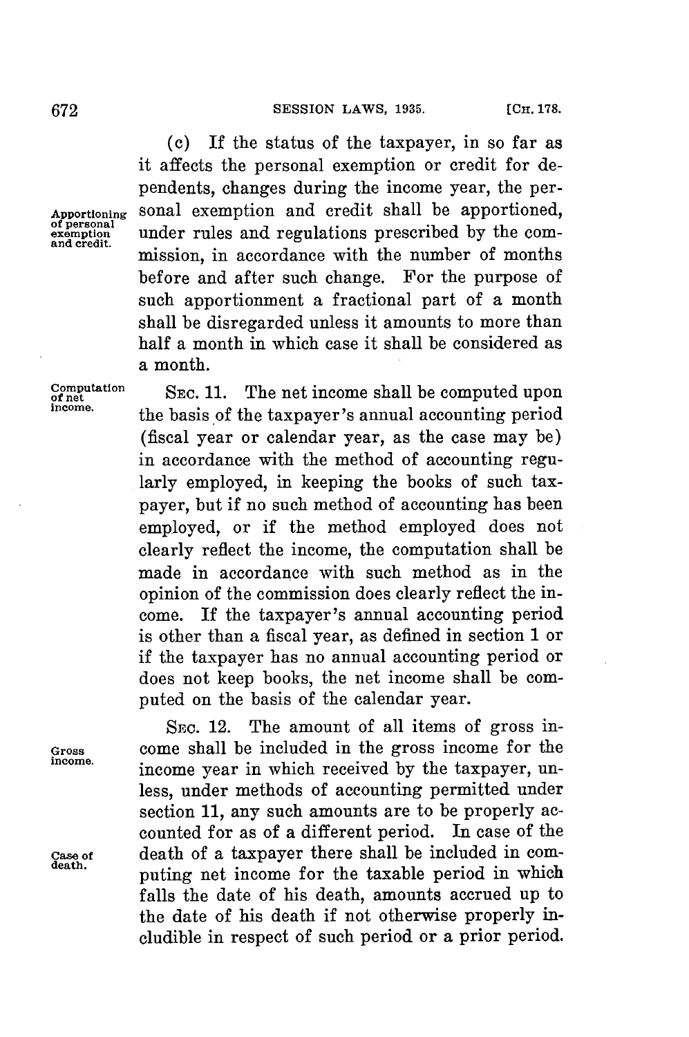(c) If the status of the taxpayer, in so far as it affects the personal exemption or credit for dependents, changes during the income year, the personal exemption and credit shall be apportioned, under rules and regulations prescribed by the commission, in accordance with the number of months before and after such change. For the purpose of such apportionment a fractional part of a month shall be disregarded unless it amounts to more than half a month in which case it shall be considered as a month.

*Apportioning of personal exemption and credit.*

*Computation of net income.*

SEC. 11. The net income shall be computed upon the basis of the taxpayer's annual accounting period (fiscal year or calendar year, as the case may be) in accordance with the method of accounting regularly employed, in keeping the books of such taxpayer, but if no such method of accounting has been employed, or if the method employed does not clearly reflect the income, the computation shall be made in accordance with such method as in the opinion of the commission does clearly reflect the income. If the taxpayer's annual accounting period is other than a fiscal year, as defined in section 1 or if the taxpayer has no annual accounting period or does not keep books, the net income shall be computed on the basis of the calendar year.

*Gross income.*

SEC. 12. The amount of all items of gross income shall be included in the gross income for the income year in which received by the taxpayer, unless, under methods of accounting permitted under section 11, any such amounts are to be properly accounted for as of a different period. In case of the death of a taxpayer there shall be included in computing net income for the taxable period in which falls the date of his death, amounts accrued up to the date of his death if not otherwise properly includible in respect of such period or a prior period.

*Case of death.*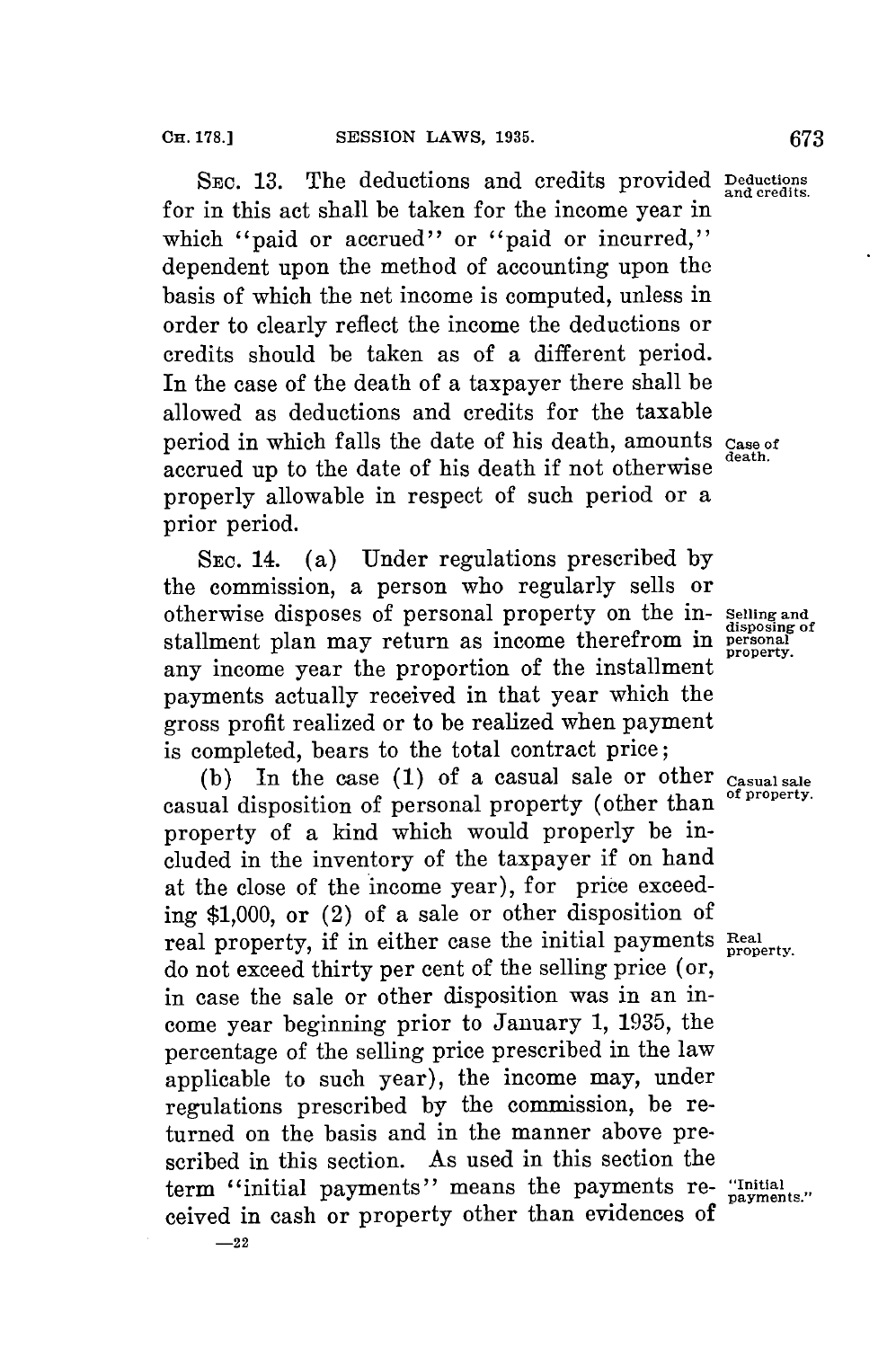SEC. 13. The deductions and credits provided for in this act shall be taken for the income year in which "paid or accrued" or "paid or incurred," dependent upon the method of accounting upon the basis of which the net income is computed, unless in order to clearly reflect the income the deductions or credits should be taken as of a different period. In the case of the death of a taxpayer there shall be allowed as deductions and credits for the taxable period in which falls the date of his death, amounts accrued up to the date of his death if not otherwise properly allowable in respect of such period or a prior period.

*Deductions and credits.*

*Case of death.*

SEC. 14. (a) Under regulations prescribed by the commission, a person who regularly sells or otherwise disposes of personal property on the installment plan may return as income therefrom in any income year the proportion of the installment payments actually received in that year which the gross profit realized or to be realized when payment is completed, bears to the total contract price;

*Selling and disposing of personal property.*

(b) In the case (1) of a casual sale or other casual disposition of personal property (other than property of a kind which would properly be included in the inventory of the taxpayer if on hand at the close of the income year), for price exceeding $1,000, or (2) of a sale or other disposition of real property, if in either case the initial payments do not exceed thirty per cent of the selling price (or, in case the sale or other disposition was in an income year beginning prior to January 1, 1935, the percentage of the selling price prescribed in the law applicable to such year), the income may, under regulations prescribed by the commission, be returned on the basis and in the manner above prescribed in this section. As used in this section the term "initial payments" means the payments received in cash or property other than evidences of

*Casual sale of property.*

*Real property.*

*"Initial payments."*

—22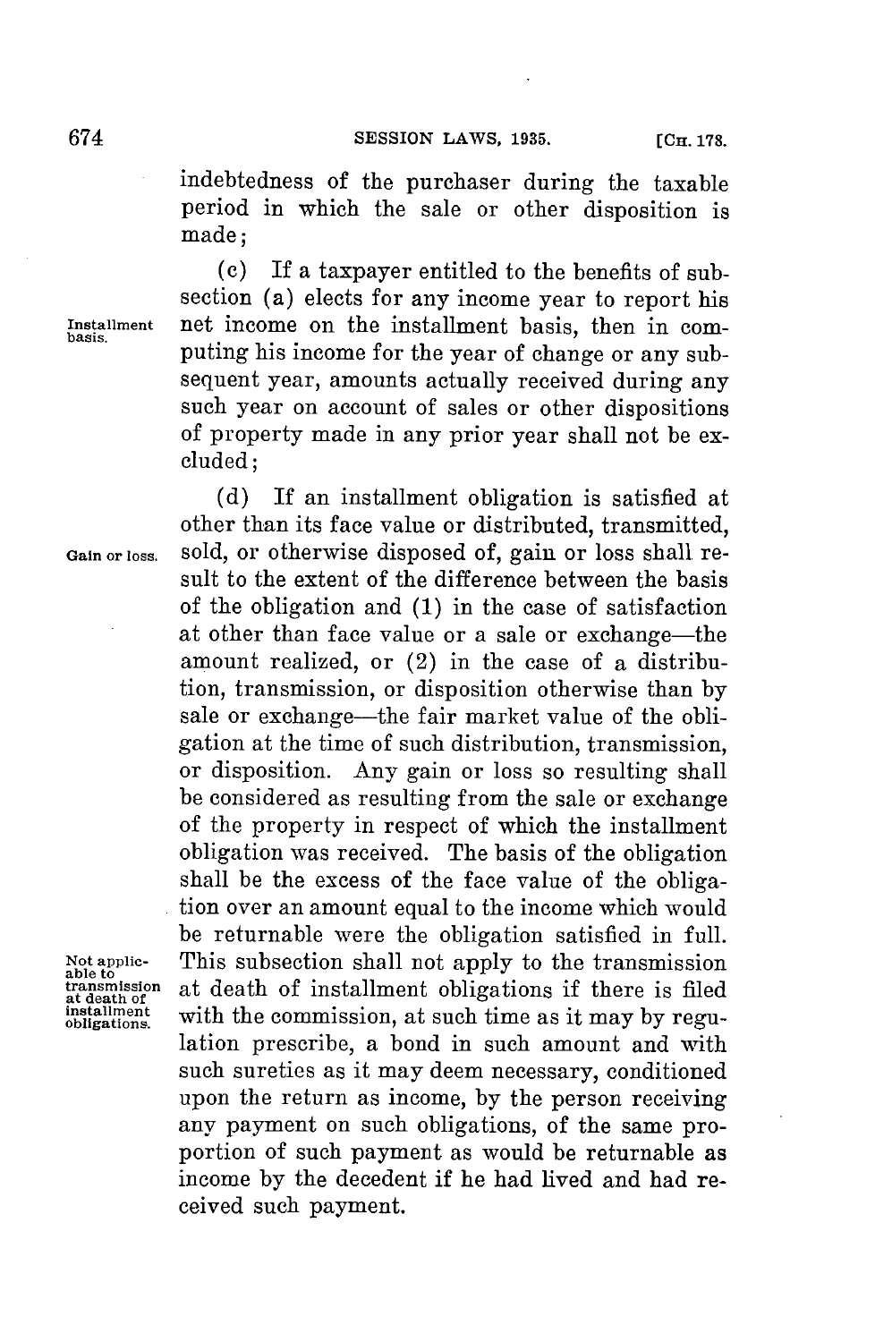indebtedness of the purchaser during the taxable period in which the sale or other disposition is made;

Installment basis.

(c) If a taxpayer entitled to the benefits of subsection (a) elects for any income year to report his net income on the installment basis, then in computing his income for the year of change or any subsequent year, amounts actually received during any such year on account of sales or other dispositions of property made in any prior year shall not be excluded;

Gain or loss.

(d) If an installment obligation is satisfied at other than its face value or distributed, transmitted, sold, or otherwise disposed of, gain or loss shall result to the extent of the difference between the basis of the obligation and (1) in the case of satisfaction at other than face value or a sale or exchange—the amount realized, or (2) in the case of a distribution, transmission, or disposition otherwise than by sale or exchange—the fair market value of the obligation at the time of such distribution, transmission, or disposition. Any gain or loss so resulting shall be considered as resulting from the sale or exchange of the property in respect of which the installment obligation was received. The basis of the obligation shall be the excess of the face value of the obligation over an amount equal to the income which would be returnable were the obligation satisfied in full.

Not applicable to transmission at death of installment obligations.

This subsection shall not apply to the transmission at death of installment obligations if there is filed with the commission, at such time as it may by regulation prescribe, a bond in such amount and with such sureties as it may deem necessary, conditioned upon the return as income, by the person receiving any payment on such obligations, of the same proportion of such payment as would be returnable as income by the decedent if he had lived and had received such payment.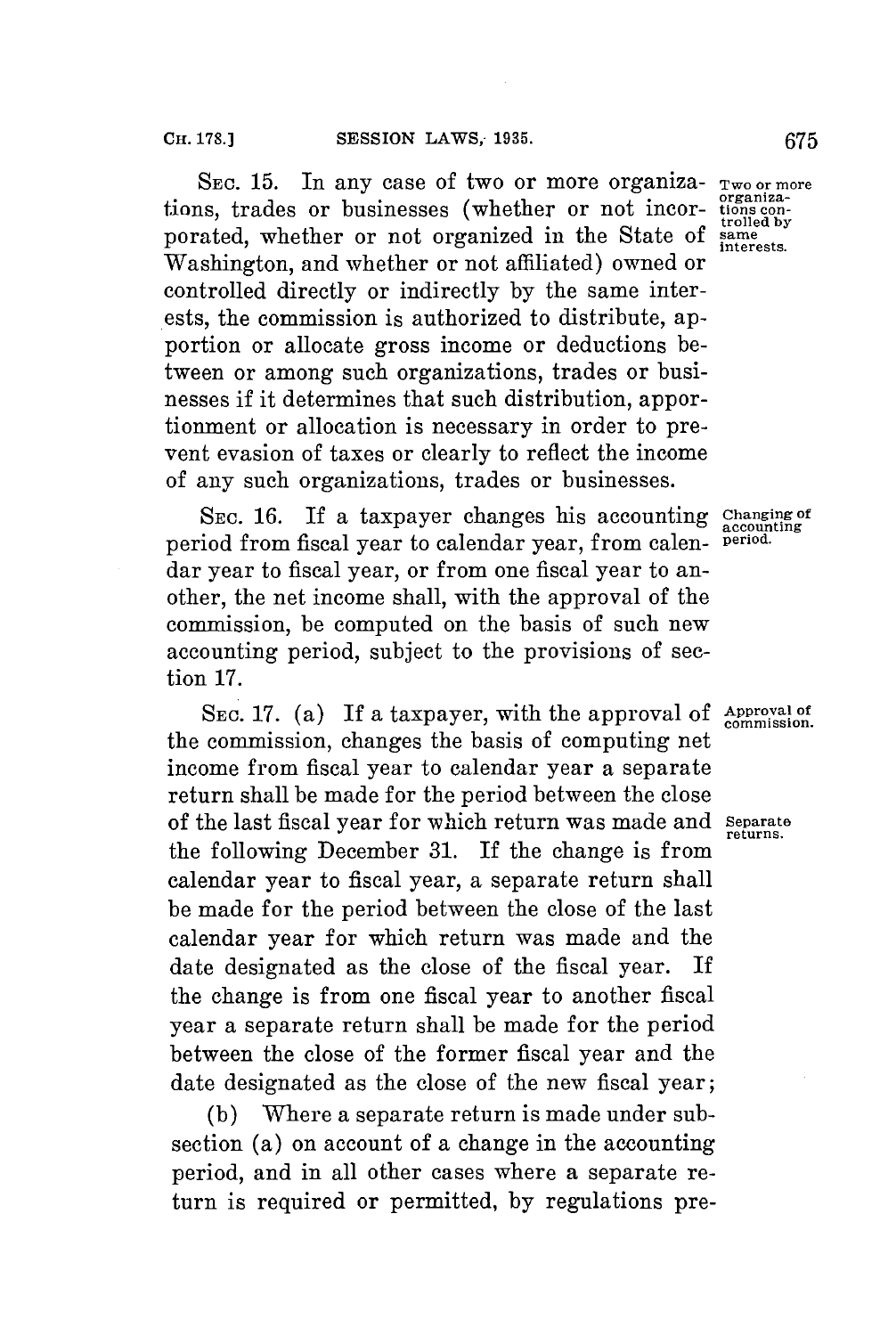SEC. 15. In any case of two or more organizations, trades or businesses (whether or not incorporated, whether or not organized in the State of Washington, and whether or not affiliated) owned or controlled directly or indirectly by the same interests, the commission is authorized to distribute, apportion or allocate gross income or deductions between or among such organizations, trades or businesses if it determines that such distribution, apportionment or allocation is necessary in order to prevent evasion of taxes or clearly to reflect the income of any such organizations, trades or businesses.

*Two or more organizations controlled by same interests.*

SEC. 16. If a taxpayer changes his accounting period from fiscal year to calendar year, from calendar year to fiscal year, or from one fiscal year to another, the net income shall, with the approval of the commission, be computed on the basis of such new accounting period, subject to the provisions of section 17.

*Changing of accounting period.*

SEC. 17. (a) If a taxpayer, with the approval of the commission, changes the basis of computing net income from fiscal year to calendar year a separate return shall be made for the period between the close of the last fiscal year for which return was made and the following December 31. If the change is from calendar year to fiscal year, a separate return shall be made for the period between the close of the last calendar year for which return was made and the date designated as the close of the fiscal year. If the change is from one fiscal year to another fiscal year a separate return shall be made for the period between the close of the former fiscal year and the date designated as the close of the new fiscal year;

*Approval of commission.*

*Separate returns.*

(b) Where a separate return is made under subsection (a) on account of a change in the accounting period, and in all other cases where a separate return is required or permitted, by regulations pre-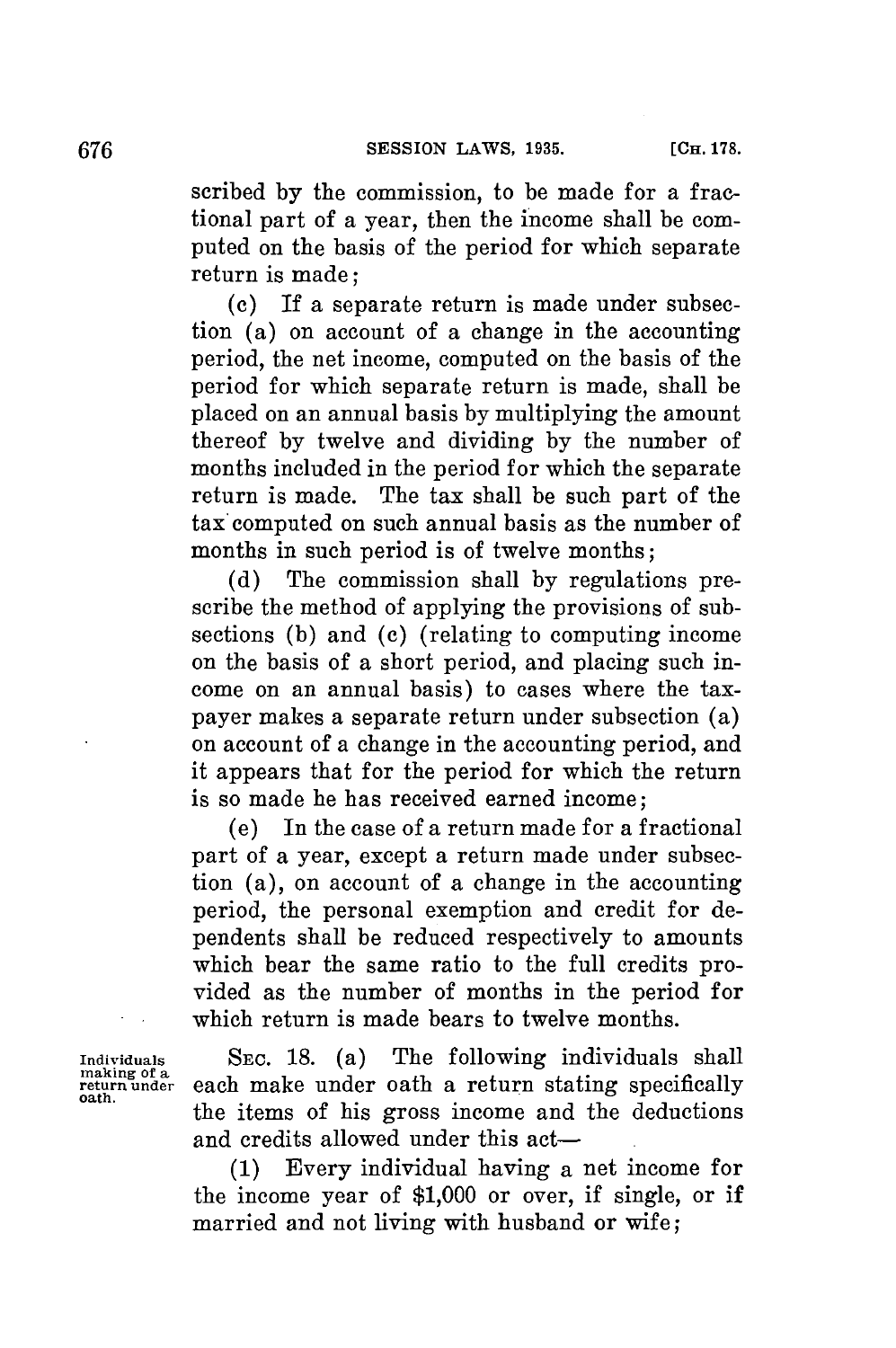scribed by the commission, to be made for a fractional part of a year, then the income shall be computed on the basis of the period for which separate return is made;

(c) If a separate return is made under subsection (a) on account of a change in the accounting period, the net income, computed on the basis of the period for which separate return is made, shall be placed on an annual basis by multiplying the amount thereof by twelve and dividing by the number of months included in the period for which the separate return is made. The tax shall be such part of the tax computed on such annual basis as the number of months in such period is of twelve months;

(d) The commission shall by regulations prescribe the method of applying the provisions of subsections (b) and (c) (relating to computing income on the basis of a short period, and placing such income on an annual basis) to cases where the taxpayer makes a separate return under subsection (a) on account of a change in the accounting period, and it appears that for the period for which the return is so made he has received earned income;

(e) In the case of a return made for a fractional part of a year, except a return made under subsection (a), on account of a change in the accounting period, the personal exemption and credit for dependents shall be reduced respectively to amounts which bear the same ratio to the full credits provided as the number of months in the period for which return is made bears to twelve months.

*Individuals making of a return under oath.*

SEC. 18. (a) The following individuals shall each make under oath a return stating specifically the items of his gross income and the deductions and credits allowed under this act—

(1) Every individual having a net income for the income year of $1,000 or over, if single, or if married and not living with husband or wife;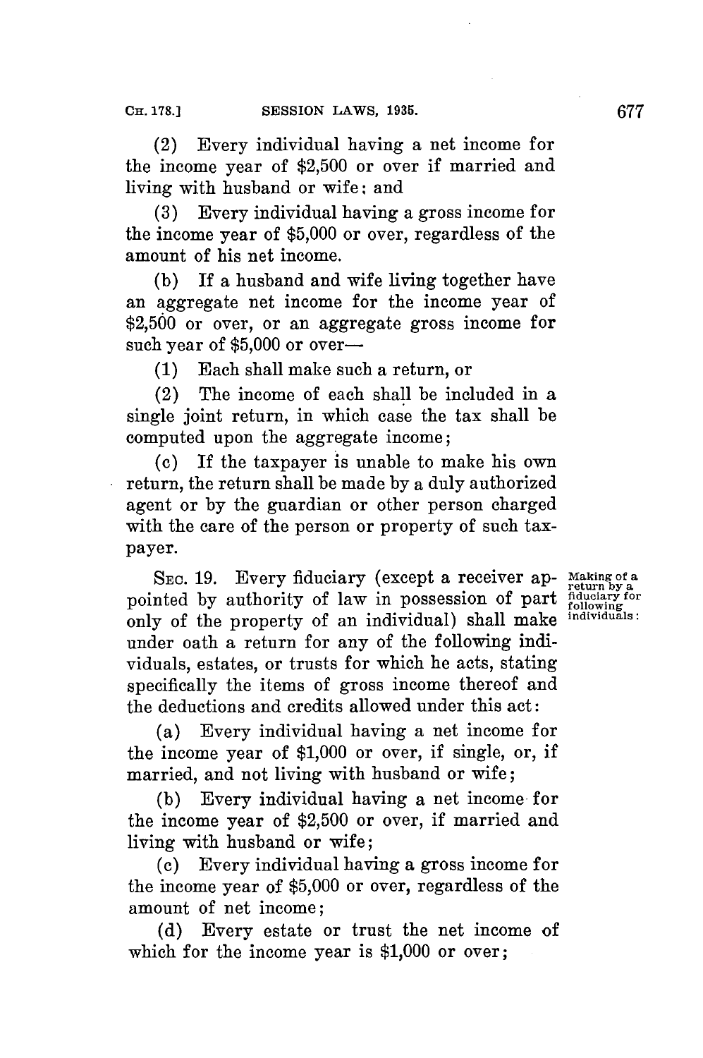(2) Every individual having a net income for the income year of $2,500 or over if married and living with husband or wife; and

(3) Every individual having a gross income for the income year of $5,000 or over, regardless of the amount of his net income.

(b) If a husband and wife living together have an aggregate net income for the income year of $2,500 or over, or an aggregate gross income for such year of $5,000 or over—

(1) Each shall make such a return, or

(2) The income of each shall be included in a single joint return, in which case the tax shall be computed upon the aggregate income;

(c) If the taxpayer is unable to make his own return, the return shall be made by a duly authorized agent or by the guardian or other person charged with the care of the person or property of such taxpayer.

*Making of a return by a fiduciary for following individuals:*

SEC. 19. Every fiduciary (except a receiver appointed by authority of law in possession of part only of the property of an individual) shall make under oath a return for any of the following individuals, estates, or trusts for which he acts, stating specifically the items of gross income thereof and the deductions and credits allowed under this act:

(a) Every individual having a net income for the income year of $1,000 or over, if single, or, if married, and not living with husband or wife;

(b) Every individual having a net income for the income year of $2,500 or over, if married and living with husband or wife;

(c) Every individual having a gross income for the income year of $5,000 or over, regardless of the amount of net income;

(d) Every estate or trust the net income of which for the income year is $1,000 or over;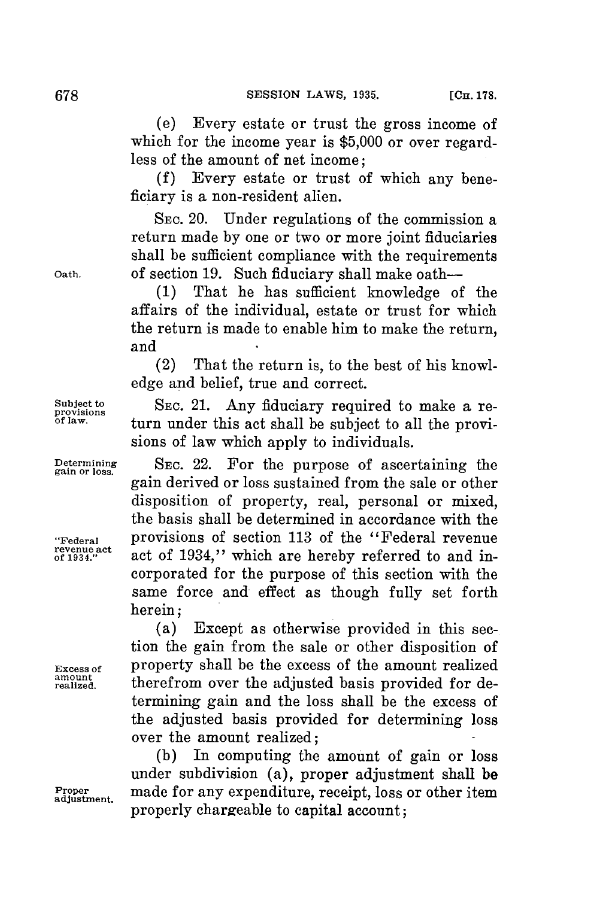(e) Every estate or trust the gross income of which for the income year is $5,000 or over regardless of the amount of net income;

(f) Every estate or trust of which any beneficiary is a non-resident alien.

SEC. 20. Under regulations of the commission a return made by one or two or more joint fiduciaries shall be sufficient compliance with the requirements of section 19. Such fiduciary shall make oath—

Oath.

(1) That he has sufficient knowledge of the affairs of the individual, estate or trust for which the return is made to enable him to make the return, and

(2) That the return is, to the best of his knowledge and belief, true and correct.

Subject to provisions of law.

SEC. 21. Any fiduciary required to make a return under this act shall be subject to all the provisions of law which apply to individuals.

Determining gain or loss.

SEC. 22. For the purpose of ascertaining the gain derived or loss sustained from the sale or other disposition of property, real, personal or mixed, the basis shall be determined in accordance with the provisions of section 113 of the "Federal revenue act of 1934," which are hereby referred to and incorporated for the purpose of this section with the same force and effect as though fully set forth herein;

"Federal revenue act of 1934."

(a) Except as otherwise provided in this section the gain from the sale or other disposition of property shall be the excess of the amount realized therefrom over the adjusted basis provided for determining gain and the loss shall be the excess of the adjusted basis provided for determining loss over the amount realized;

Excess of amount realized.

(b) In computing the amount of gain or loss under subdivision (a), proper adjustment shall be made for any expenditure, receipt, loss or other item properly chargeable to capital account;

Proper adjustment.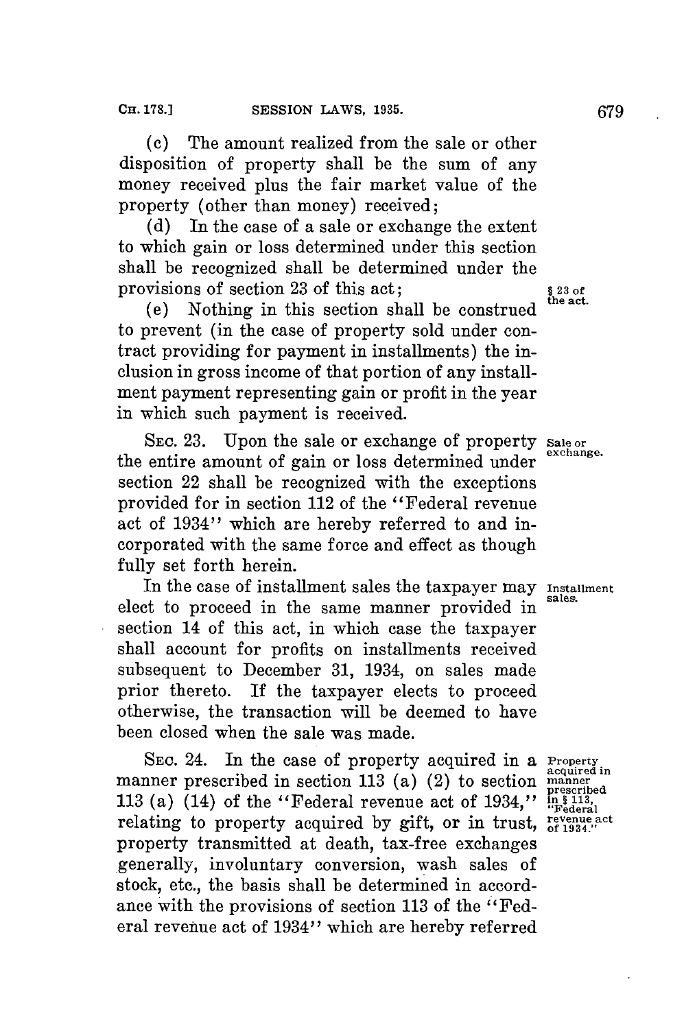(c) The amount realized from the sale or other disposition of property shall be the sum of any money received plus the fair market value of the property (other than money) received;

(d) In the case of a sale or exchange the extent to which gain or loss determined under this section shall be recognized shall be determined under the provisions of section 23 of this act; § 23 of the act.

(e) Nothing in this section shall be construed to prevent (in the case of property sold under contract providing for payment in installments) the inclusion in gross income of that portion of any installment payment representing gain or profit in the year in which such payment is received.

Sale or exchange.

SEC. 23. Upon the sale or exchange of property the entire amount of gain or loss determined under section 22 shall be recognized with the exceptions provided for in section 112 of the "Federal revenue act of 1934" which are hereby referred to and incorporated with the same force and effect as though fully set forth herein.

Installment sales.

In the case of installment sales the taxpayer may elect to proceed in the same manner provided in section 14 of this act, in which case the taxpayer shall account for profits on installments received subsequent to December 31, 1934, on sales made prior thereto. If the taxpayer elects to proceed otherwise, the transaction will be deemed to have been closed when the sale was made.

Property acquired in manner prescribed in § 113, "Federal revenue act of 1934."

SEC. 24. In the case of property acquired in a manner prescribed in section 113 (a) (2) to section 113 (a) (14) of the "Federal revenue act of 1934," relating to property acquired by gift, or in trust, property transmitted at death, tax-free exchanges generally, involuntary conversion, wash sales of stock, etc., the basis shall be determined in accordance with the provisions of section 113 of the "Federal revenue act of 1934" which are hereby referred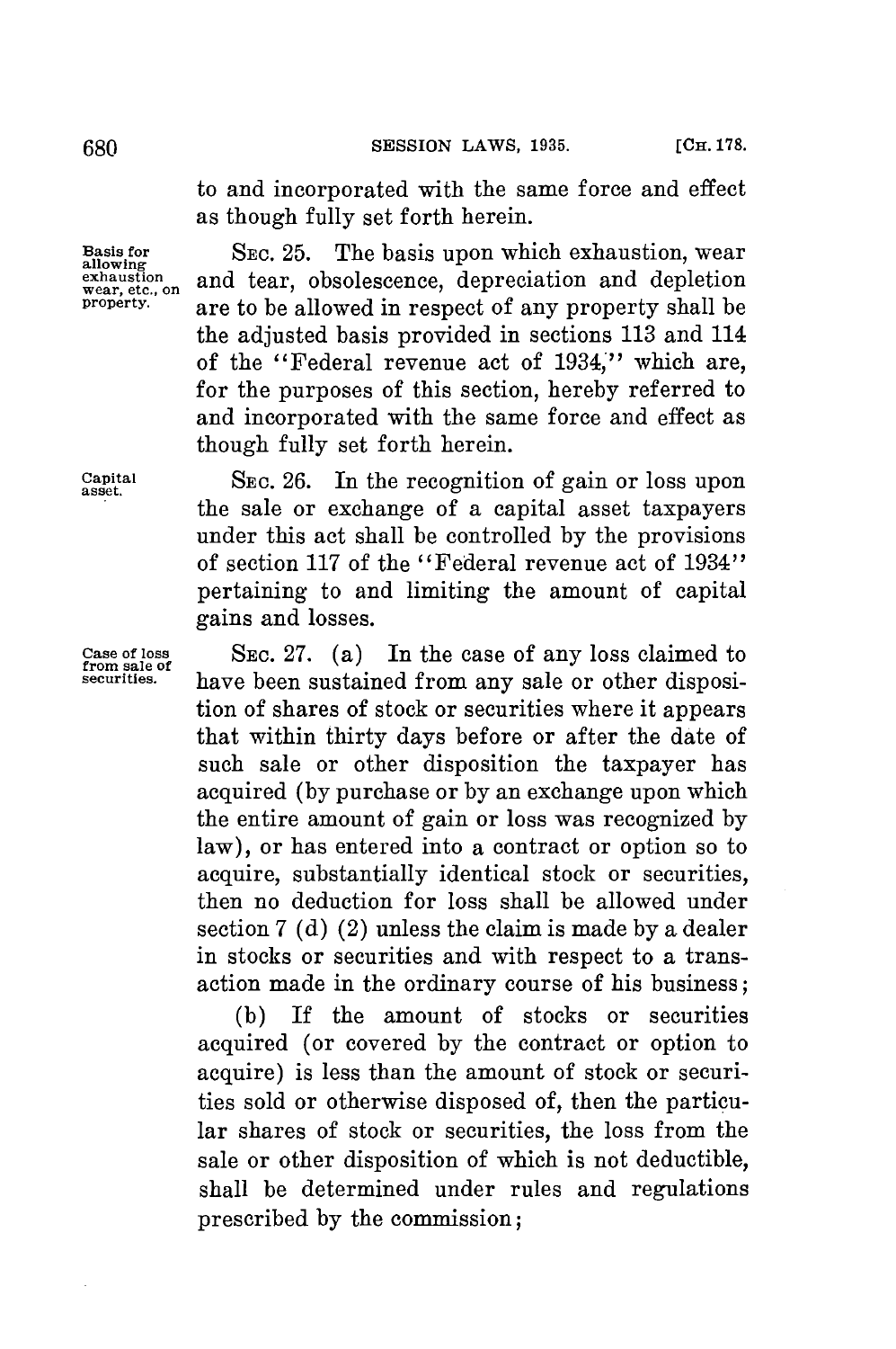to and incorporated with the same force and effect as though fully set forth herein.

Basis for allowing exhaustion wear, etc., on property.

SEC. 25. The basis upon which exhaustion, wear and tear, obsolescence, depreciation and depletion are to be allowed in respect of any property shall be the adjusted basis provided in sections 113 and 114 of the "Federal revenue act of 1934," which are, for the purposes of this section, hereby referred to and incorporated with the same force and effect as though fully set forth herein.

Capital asset.

SEC. 26. In the recognition of gain or loss upon the sale or exchange of a capital asset taxpayers under this act shall be controlled by the provisions of section 117 of the "Federal revenue act of 1934" pertaining to and limiting the amount of capital gains and losses.

Case of loss from sale of securities.

SEC. 27. (a) In the case of any loss claimed to have been sustained from any sale or other disposition of shares of stock or securities where it appears that within thirty days before or after the date of such sale or other disposition the taxpayer has acquired (by purchase or by an exchange upon which the entire amount of gain or loss was recognized by law), or has entered into a contract or option so to acquire, substantially identical stock or securities, then no deduction for loss shall be allowed under section 7 (d) (2) unless the claim is made by a dealer in stocks or securities and with respect to a transaction made in the ordinary course of his business;

(b) If the amount of stocks or securities acquired (or covered by the contract or option to acquire) is less than the amount of stock or securities sold or otherwise disposed of, then the particular shares of stock or securities, the loss from the sale or other disposition of which is not deductible, shall be determined under rules and regulations prescribed by the commission;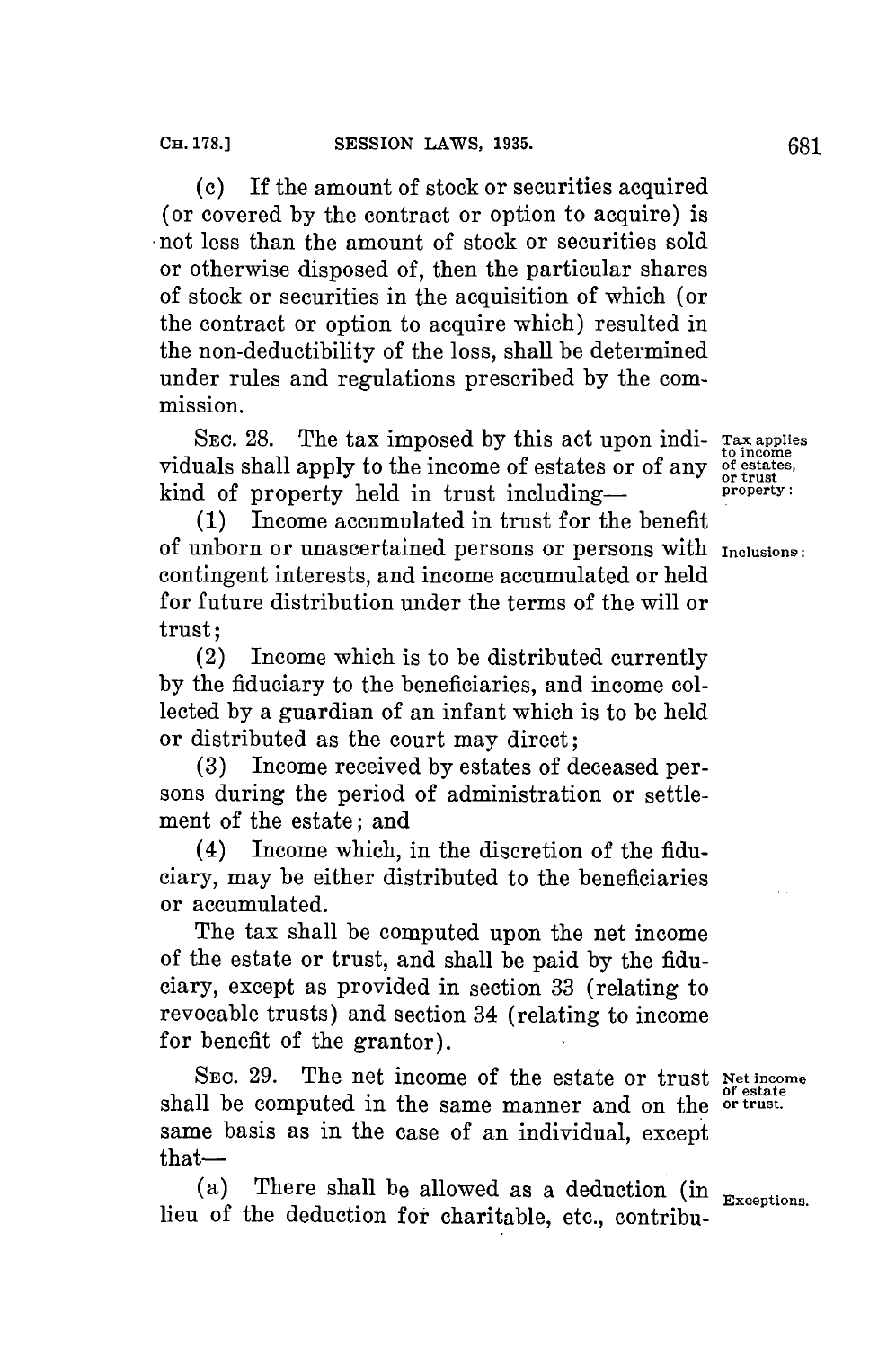(c) If the amount of stock or securities acquired (or covered by the contract or option to acquire) is not less than the amount of stock or securities sold or otherwise disposed of, then the particular shares of stock or securities in the acquisition of which (or the contract or option to acquire which) resulted in the non-deductibility of the loss, shall be determined under rules and regulations prescribed by the commission.

SEC. 28. The tax imposed by this act upon individuals shall apply to the income of estates or of any kind of property held in trust including—

*Tax applies to income of estates, or trust property:*

(1) Income accumulated in trust for the benefit of unborn or unascertained persons or persons with contingent interests, and income accumulated or held for future distribution under the terms of the will or trust;

*Inclusions:*

(2) Income which is to be distributed currently by the fiduciary to the beneficiaries, and income collected by a guardian of an infant which is to be held or distributed as the court may direct;

(3) Income received by estates of deceased persons during the period of administration or settlement of the estate; and

(4) Income which, in the discretion of the fiduciary, may be either distributed to the beneficiaries or accumulated.

The tax shall be computed upon the net income of the estate or trust, and shall be paid by the fiduciary, except as provided in section 33 (relating to revocable trusts) and section 34 (relating to income for benefit of the grantor).

SEC. 29. The net income of the estate or trust shall be computed in the same manner and on the same basis as in the case of an individual, except that—

*Net income of estate or trust.*

(a) There shall be allowed as a deduction (in lieu of the deduction for charitable, etc., contribu-

*Exceptions.*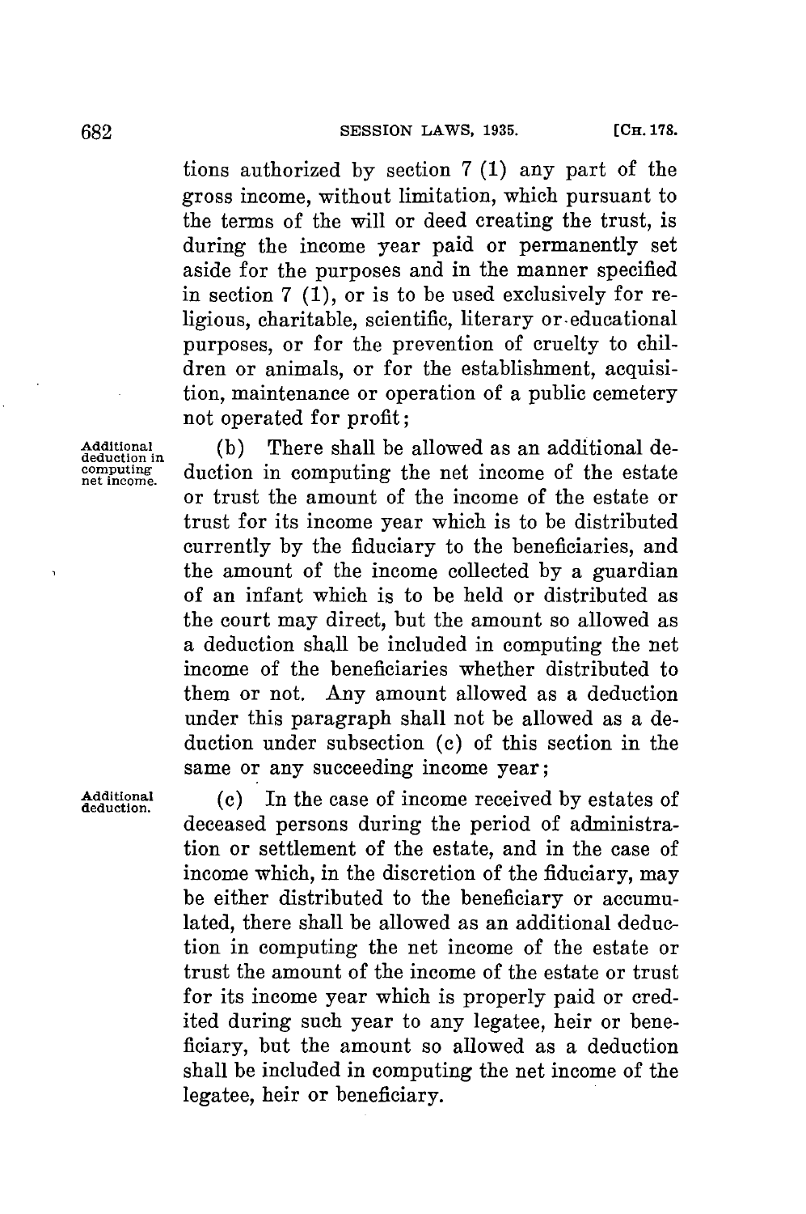tions authorized by section 7 (1) any part of the gross income, without limitation, which pursuant to the terms of the will or deed creating the trust, is during the income year paid or permanently set aside for the purposes and in the manner specified in section 7 (1), or is to be used exclusively for religious, charitable, scientific, literary or educational purposes, or for the prevention of cruelty to children or animals, or for the establishment, acquisition, maintenance or operation of a public cemetery not operated for profit;

Additional deduction in computing net income.

(b) There shall be allowed as an additional deduction in computing the net income of the estate or trust the amount of the income of the estate or trust for its income year which is to be distributed currently by the fiduciary to the beneficiaries, and the amount of the income collected by a guardian of an infant which is to be held or distributed as the court may direct, but the amount so allowed as a deduction shall be included in computing the net income of the beneficiaries whether distributed to them or not. Any amount allowed as a deduction under this paragraph shall not be allowed as a deduction under subsection (c) of this section in the same or any succeeding income year;

Additional deduction.

(c) In the case of income received by estates of deceased persons during the period of administration or settlement of the estate, and in the case of income which, in the discretion of the fiduciary, may be either distributed to the beneficiary or accumulated, there shall be allowed as an additional deduction in computing the net income of the estate or trust the amount of the income of the estate or trust for its income year which is properly paid or credited during such year to any legatee, heir or beneficiary, but the amount so allowed as a deduction shall be included in computing the net income of the legatee, heir or beneficiary.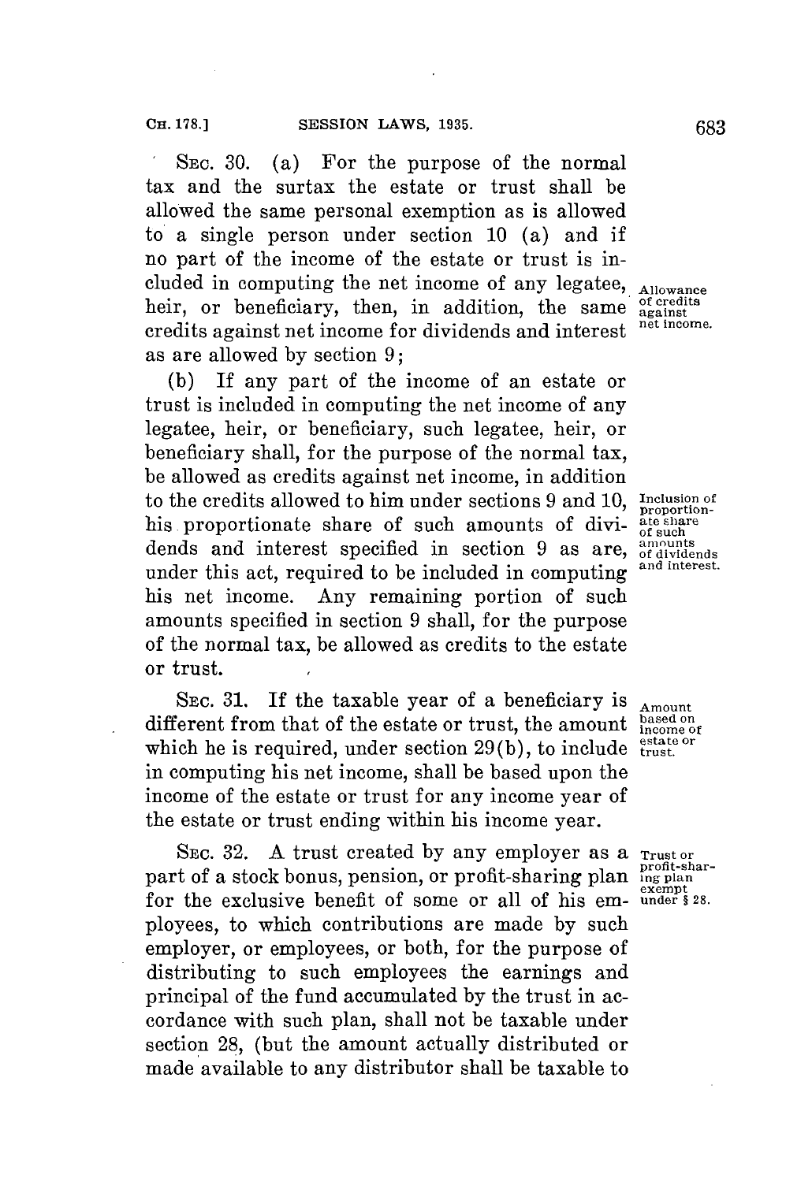SEC. 30. (a) For the purpose of the normal tax and the surtax the estate or trust shall be allowed the same personal exemption as is allowed to a single person under section 10 (a) and if no part of the income of the estate or trust is included in computing the net income of any legatee, heir, or beneficiary, then, in addition, the same credits against net income for dividends and interest as are allowed by section 9;

*Allowance of credits against net income.*

(b) If any part of the income of an estate or trust is included in computing the net income of any legatee, heir, or beneficiary, such legatee, heir, or beneficiary shall, for the purpose of the normal tax, be allowed as credits against net income, in addition to the credits allowed to him under sections 9 and 10, his proportionate share of such amounts of dividends and interest specified in section 9 as are, under this act, required to be included in computing his net income. Any remaining portion of such amounts specified in section 9 shall, for the purpose of the normal tax, be allowed as credits to the estate or trust.

*Inclusion of proportionate share of such amounts of dividends and interest.*

SEC. 31. If the taxable year of a beneficiary is different from that of the estate or trust, the amount which he is required, under section 29(b), to include in computing his net income, shall be based upon the income of the estate or trust for any income year of the estate or trust ending within his income year.

*Amount based on income of estate or trust.*

SEC. 32. A trust created by any employer as a part of a stock bonus, pension, or profit-sharing plan for the exclusive benefit of some or all of his employees, to which contributions are made by such employer, or employees, or both, for the purpose of distributing to such employees the earnings and principal of the fund accumulated by the trust in accordance with such plan, shall not be taxable under section 28, (but the amount actually distributed or made available to any distributor shall be taxable to

*Trust or profit-sharing plan exempt under § 28.*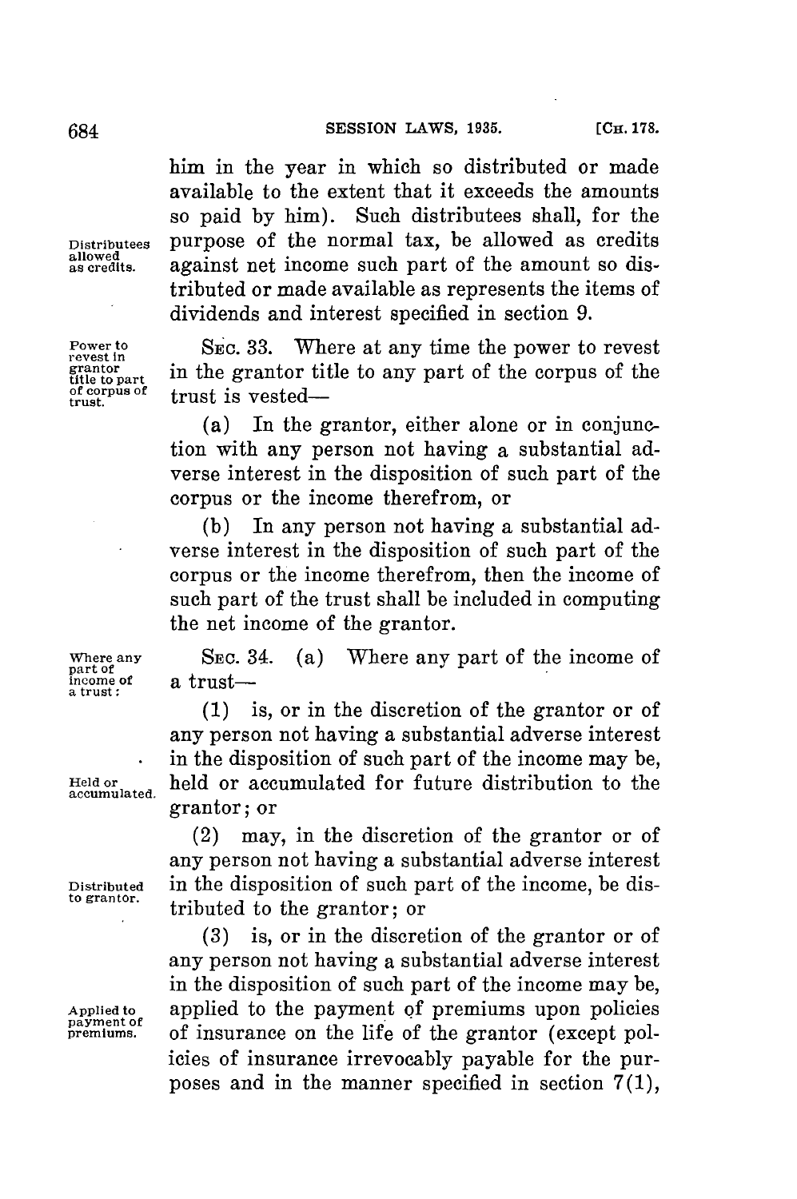him in the year in which so distributed or made available to the extent that it exceeds the amounts so paid by him). Such distributees shall, for the purpose of the normal tax, be allowed as credits against net income such part of the amount so distributed or made available as represents the items of dividends and interest specified in section 9.

Distributees allowed as credits.

Power to revest in grantor title to part of corpus of trust.

SEC. 33. Where at any time the power to revest in the grantor title to any part of the corpus of the trust is vested—

(a) In the grantor, either alone or in conjunction with any person not having a substantial adverse interest in the disposition of such part of the corpus or the income therefrom, or

(b) In any person not having a substantial adverse interest in the disposition of such part of the corpus or the income therefrom, then the income of such part of the trust shall be included in computing the net income of the grantor.

Where any part of income of a trust:

SEC. 34. (a) Where any part of the income of a trust—

(1) is, or in the discretion of the grantor or of any person not having a substantial adverse interest in the disposition of such part of the income may be, held or accumulated for future distribution to the grantor; or

Held or accumulated.

(2) may, in the discretion of the grantor or of any person not having a substantial adverse interest in the disposition of such part of the income, be distributed to the grantor; or

Distributed to grantor.

(3) is, or in the discretion of the grantor or of any person not having a substantial adverse interest in the disposition of such part of the income may be, applied to the payment of premiums upon policies of insurance on the life of the grantor (except policies of insurance irrevocably payable for the purposes and in the manner specified in section 7(1),

Applied to payment of premiums.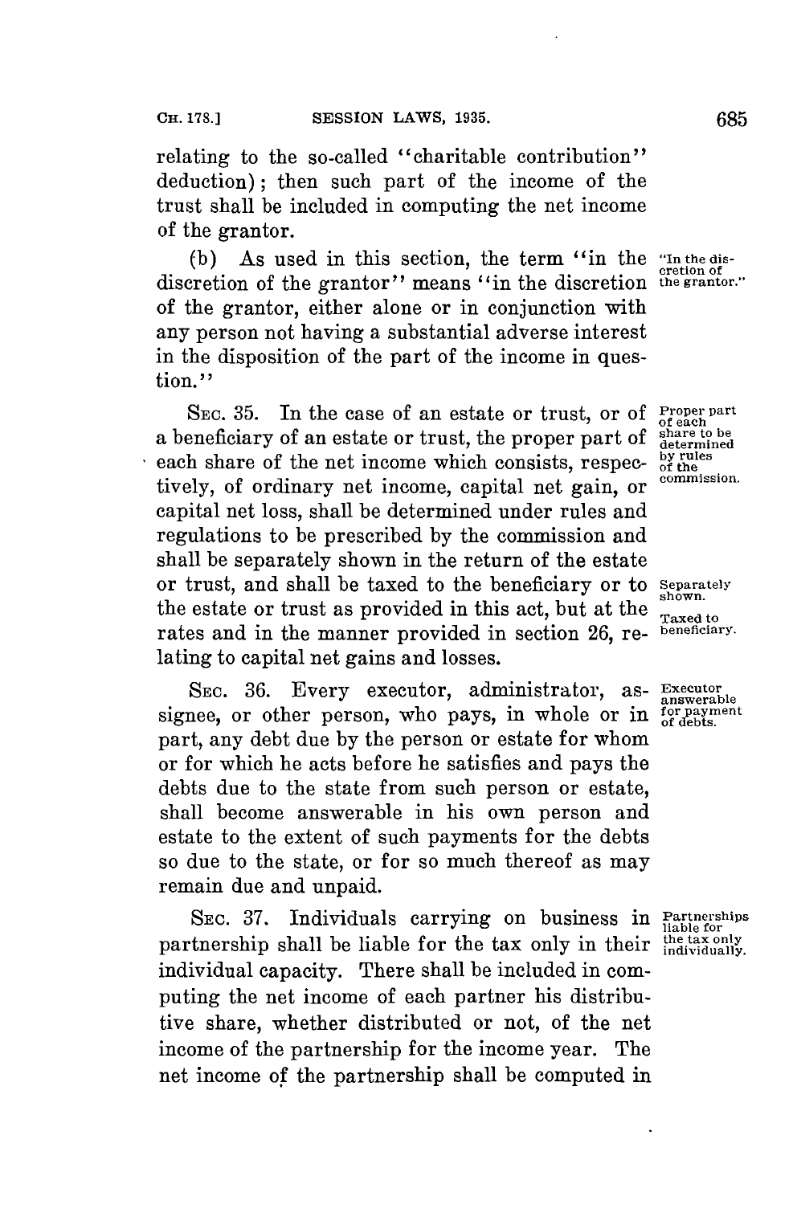relating to the so-called "charitable contribution" deduction); then such part of the income of the trust shall be included in computing the net income of the grantor.

(b) As used in this section, the term "in the discretion of the grantor" means "in the discretion of the grantor, either alone or in conjunction with any person not having a substantial adverse interest in the disposition of the part of the income in question."

"In the discretion of the grantor."

SEC. 35. In the case of an estate or trust, or of a beneficiary of an estate or trust, the proper part of each share of the net income which consists, respectively, of ordinary net income, capital net gain, or capital net loss, shall be determined under rules and regulations to be prescribed by the commission and shall be separately shown in the return of the estate or trust, and shall be taxed to the beneficiary or to the estate or trust as provided in this act, but at the rates and in the manner provided in section 26, relating to capital net gains and losses.

Proper part of each share to be determined by rules of the commission.

Separately shown.

Taxed to beneficiary.

SEC. 36. Every executor, administrator, assignee, or other person, who pays, in whole or in part, any debt due by the person or estate for whom or for which he acts before he satisfies and pays the debts due to the state from such person or estate, shall become answerable in his own person and estate to the extent of such payments for the debts so due to the state, or for so much thereof as may remain due and unpaid.

Executor answerable for payment of debts.

SEC. 37. Individuals carrying on business in partnership shall be liable for the tax only in their individual capacity. There shall be included in computing the net income of each partner his distributive share, whether distributed or not, of the net income of the partnership for the income year. The net income of the partnership shall be computed in

Partnerships liable for the tax only individually.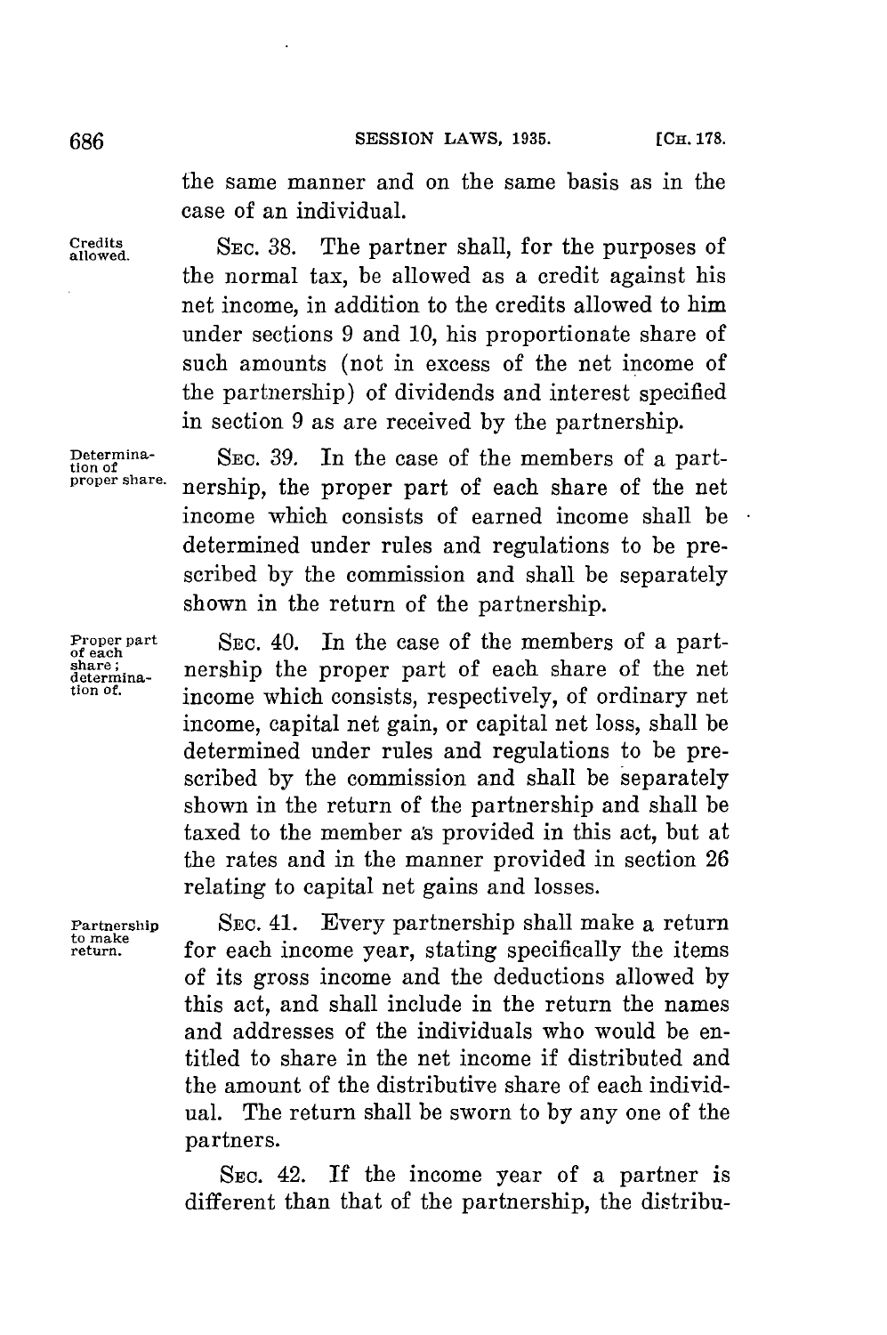the same manner and on the same basis as in the case of an individual.

Credits allowed. SEC. 38. The partner shall, for the purposes of the normal tax, be allowed as a credit against his net income, in addition to the credits allowed to him under sections 9 and 10, his proportionate share of such amounts (not in excess of the net income of the partnership) of dividends and interest specified in section 9 as are received by the partnership.

Determination of proper share. SEC. 39. In the case of the members of a partnership, the proper part of each share of the net income which consists of earned income shall be determined under rules and regulations to be prescribed by the commission and shall be separately shown in the return of the partnership.

Proper part of each share; determination of. SEC. 40. In the case of the members of a partnership the proper part of each share of the net income which consists, respectively, of ordinary net income, capital net gain, or capital net loss, shall be determined under rules and regulations to be prescribed by the commission and shall be separately shown in the return of the partnership and shall be taxed to the member as provided in this act, but at the rates and in the manner provided in section 26 relating to capital net gains and losses.

Partnership to make return. SEC. 41. Every partnership shall make a return for each income year, stating specifically the items of its gross income and the deductions allowed by this act, and shall include in the return the names and addresses of the individuals who would be entitled to share in the net income if distributed and the amount of the distributive share of each individual. The return shall be sworn to by any one of the partners.

SEC. 42. If the income year of a partner is different than that of the partnership, the distribu-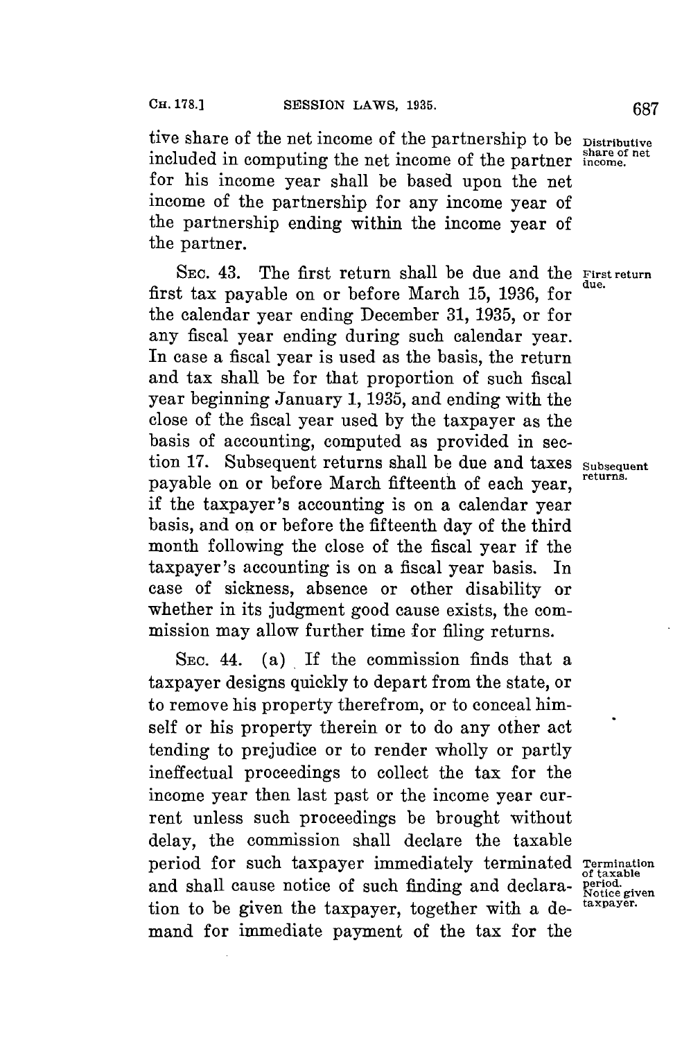tive share of the net income of the partnership to be included in computing the net income of the partner for his income year shall be based upon the net income of the partnership for any income year of the partnership ending within the income year of the partner.

*Distributive share of net income.*

SEC. 43. The first return shall be due and the first tax payable on or before March 15, 1936, for the calendar year ending December 31, 1935, or for any fiscal year ending during such calendar year. In case a fiscal year is used as the basis, the return and tax shall be for that proportion of such fiscal year beginning January 1, 1935, and ending with the close of the fiscal year used by the taxpayer as the basis of accounting, computed as provided in section 17. Subsequent returns shall be due and taxes payable on or before March fifteenth of each year, if the taxpayer's accounting is on a calendar year basis, and on or before the fifteenth day of the third month following the close of the fiscal year if the taxpayer's accounting is on a fiscal year basis. In case of sickness, absence or other disability or whether in its judgment good cause exists, the commission may allow further time for filing returns.

*First return due.*

*Subsequent returns.*

SEC. 44. (a) If the commission finds that a taxpayer designs quickly to depart from the state, or to remove his property therefrom, or to conceal himself or his property therein or to do any other act tending to prejudice or to render wholly or partly ineffectual proceedings to collect the tax for the income year then last past or the income year current unless such proceedings be brought without delay, the commission shall declare the taxable period for such taxpayer immediately terminated and shall cause notice of such finding and declaration to be given the taxpayer, together with a demand for immediate payment of the tax for the

*Termination of taxable period. Notice given taxpayer.*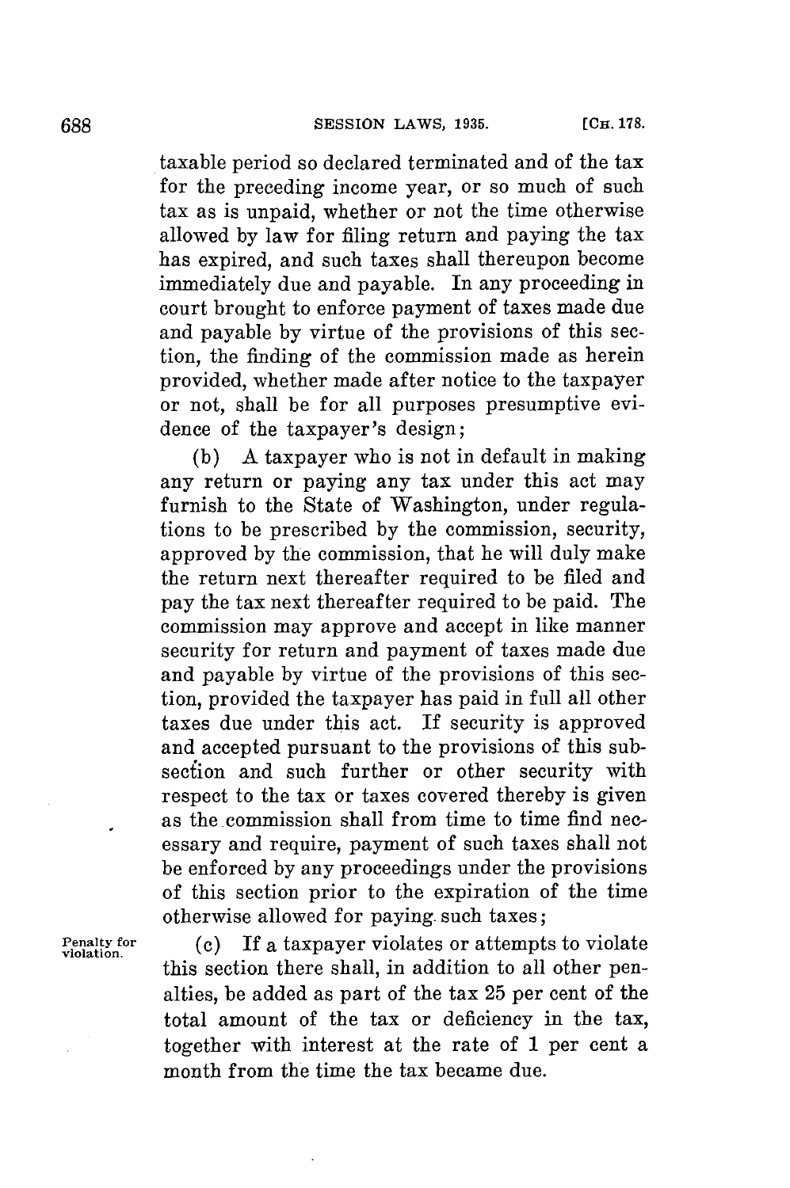taxable period so declared terminated and of the tax for the preceding income year, or so much of such tax as is unpaid, whether or not the time otherwise allowed by law for filing return and paying the tax has expired, and such taxes shall thereupon become immediately due and payable. In any proceeding in court brought to enforce payment of taxes made due and payable by virtue of the provisions of this section, the finding of the commission made as herein provided, whether made after notice to the taxpayer or not, shall be for all purposes presumptive evidence of the taxpayer's design;

(b) A taxpayer who is not in default in making any return or paying any tax under this act may furnish to the State of Washington, under regulations to be prescribed by the commission, security, approved by the commission, that he will duly make the return next thereafter required to be filed and pay the tax next thereafter required to be paid. The commission may approve and accept in like manner security for return and payment of taxes made due and payable by virtue of the provisions of this section, provided the taxpayer has paid in full all other taxes due under this act. If security is approved and accepted pursuant to the provisions of this subsection and such further or other security with respect to the tax or taxes covered thereby is given as the commission shall from time to time find necessary and require, payment of such taxes shall not be enforced by any proceedings under the provisions of this section prior to the expiration of the time otherwise allowed for paying such taxes;

Penalty for violation.

(c) If a taxpayer violates or attempts to violate this section there shall, in addition to all other penalties, be added as part of the tax 25 per cent of the total amount of the tax or deficiency in the tax, together with interest at the rate of 1 per cent a month from the time the tax became due.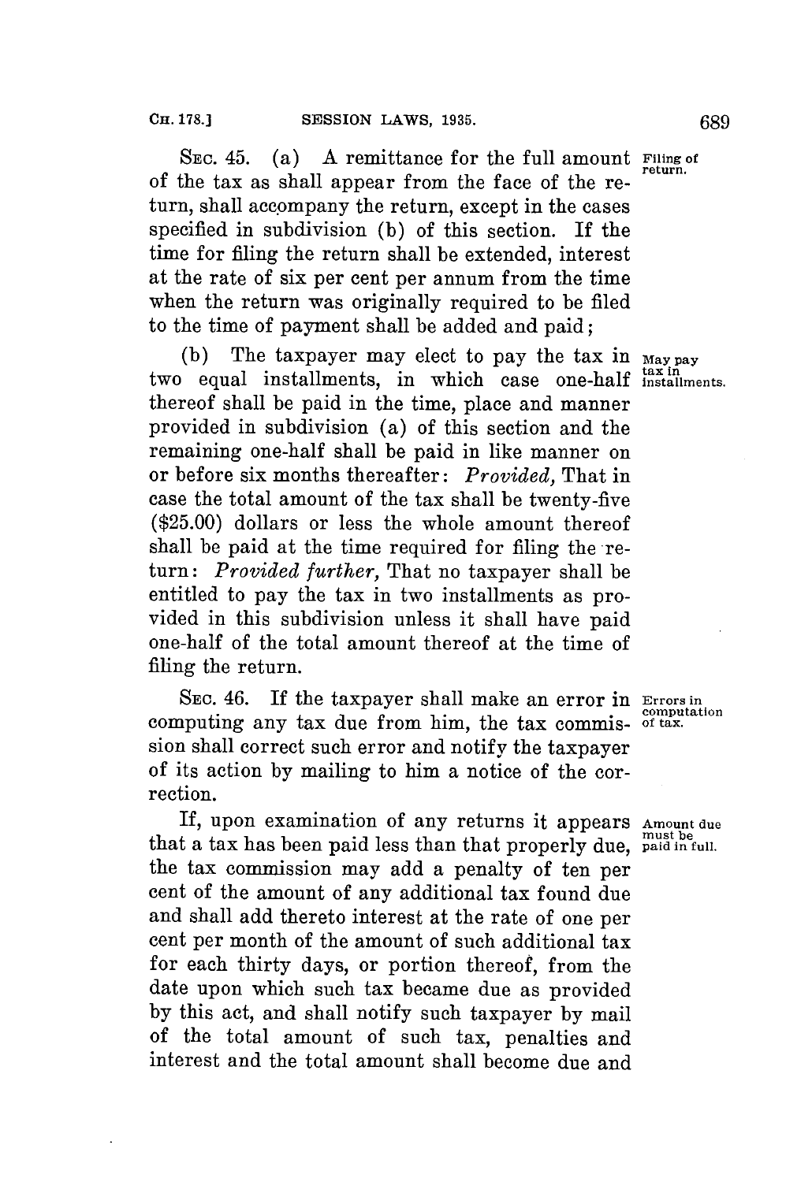SEC. 45. (a) A remittance for the full amount of the tax as shall appear from the face of the return, shall accompany the return, except in the cases specified in subdivision (b) of this section. If the time for filing the return shall be extended, interest at the rate of six per cent per annum from the time when the return was originally required to be filed to the time of payment shall be added and paid;

Filing of return.

(b) The taxpayer may elect to pay the tax in two equal installments, in which case one-half thereof shall be paid in the time, place and manner provided in subdivision (a) of this section and the remaining one-half shall be paid in like manner on or before six months thereafter: *Provided,* That in case the total amount of the tax shall be twenty-five ($25.00) dollars or less the whole amount thereof shall be paid at the time required for filing the return: *Provided further,* That no taxpayer shall be entitled to pay the tax in two installments as provided in this subdivision unless it shall have paid one-half of the total amount thereof at the time of filing the return.

May pay tax in installments.

SEC. 46. If the taxpayer shall make an error in computing any tax due from him, the tax commission shall correct such error and notify the taxpayer of its action by mailing to him a notice of the correction.

Errors in computation of tax.

If, upon examination of any returns it appears that a tax has been paid less than that properly due, the tax commission may add a penalty of ten per cent of the amount of any additional tax found due and shall add thereto interest at the rate of one per cent per month of the amount of such additional tax for each thirty days, or portion thereof, from the date upon which such tax became due as provided by this act, and shall notify such taxpayer by mail of the total amount of such tax, penalties and interest and the total amount shall become due and

Amount due must be paid in full.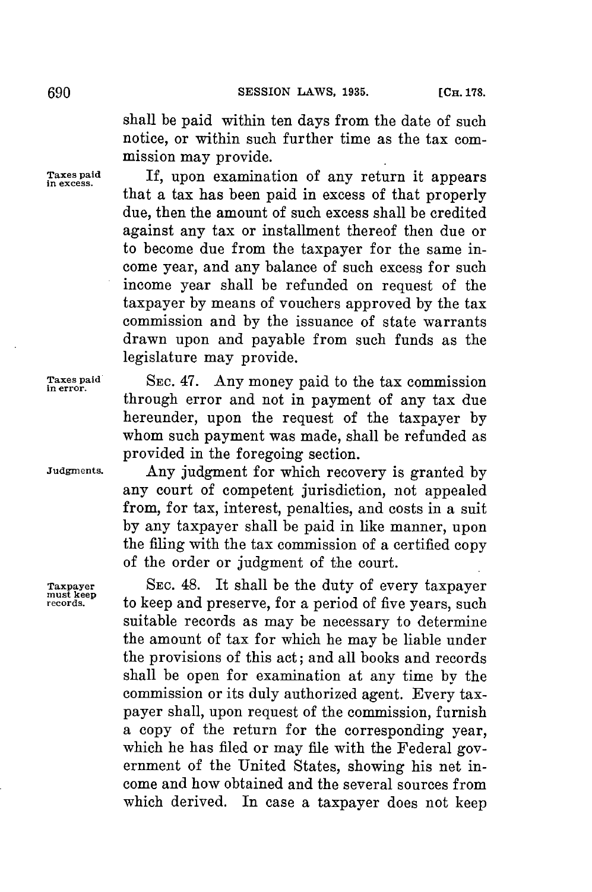shall be paid within ten days from the date of such notice, or within such further time as the tax commission may provide.

*Taxes paid in excess.* If, upon examination of any return it appears that a tax has been paid in excess of that properly due, then the amount of such excess shall be credited against any tax or installment thereof then due or to become due from the taxpayer for the same income year, and any balance of such excess for such income year shall be refunded on request of the taxpayer by means of vouchers approved by the tax commission and by the issuance of state warrants drawn upon and payable from such funds as the legislature may provide.

*Taxes paid in error.* SEC. 47. Any money paid to the tax commission through error and not in payment of any tax due hereunder, upon the request of the taxpayer by whom such payment was made, shall be refunded as provided in the foregoing section.

*Judgments.* Any judgment for which recovery is granted by any court of competent jurisdiction, not appealed from, for tax, interest, penalties, and costs in a suit by any taxpayer shall be paid in like manner, upon the filing with the tax commission of a certified copy of the order or judgment of the court.

*Taxpayer must keep records.* SEC. 48. It shall be the duty of every taxpayer to keep and preserve, for a period of five years, such suitable records as may be necessary to determine the amount of tax for which he may be liable under the provisions of this act; and all books and records shall be open for examination at any time by the commission or its duly authorized agent. Every taxpayer shall, upon request of the commission, furnish a copy of the return for the corresponding year, which he has filed or may file with the Federal government of the United States, showing his net income and how obtained and the several sources from which derived. In case a taxpayer does not keep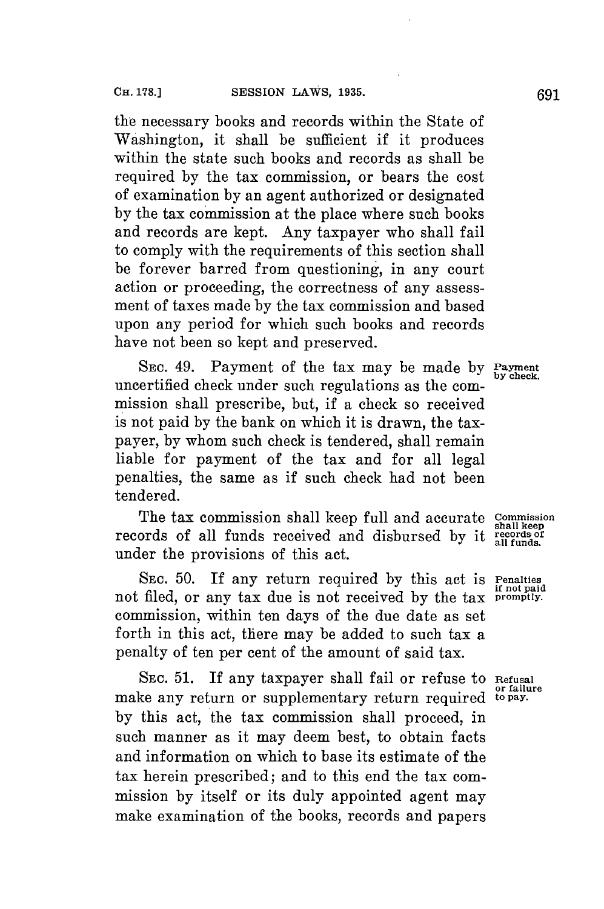the necessary books and records within the State of Washington, it shall be sufficient if it produces within the state such books and records as shall be required by the tax commission, or bears the cost of examination by an agent authorized or designated by the tax commission at the place where such books and records are kept. Any taxpayer who shall fail to comply with the requirements of this section shall be forever barred from questioning, in any court action or proceeding, the correctness of any assessment of taxes made by the tax commission and based upon any period for which such books and records have not been so kept and preserved.

SEC. 49. Payment of the tax may be made by uncertified check under such regulations as the commission shall prescribe, but, if a check so received is not paid by the bank on which it is drawn, the taxpayer, by whom such check is tendered, shall remain liable for payment of the tax and for all legal penalties, the same as if such check had not been tendered. *Payment by check.*

The tax commission shall keep full and accurate records of all funds received and disbursed by it under the provisions of this act. *Commission shall keep records of all funds.*

SEC. 50. If any return required by this act is not filed, or any tax due is not received by the tax commission, within ten days of the due date as set forth in this act, there may be added to such tax a penalty of ten per cent of the amount of said tax. *Penalties if not paid promptly.*

SEC. 51. If any taxpayer shall fail or refuse to make any return or supplementary return required by this act, the tax commission shall proceed, in such manner as it may deem best, to obtain facts and information on which to base its estimate of the tax herein prescribed; and to this end the tax commission by itself or its duly appointed agent may make examination of the books, records and papers *Refusal or failure to pay.*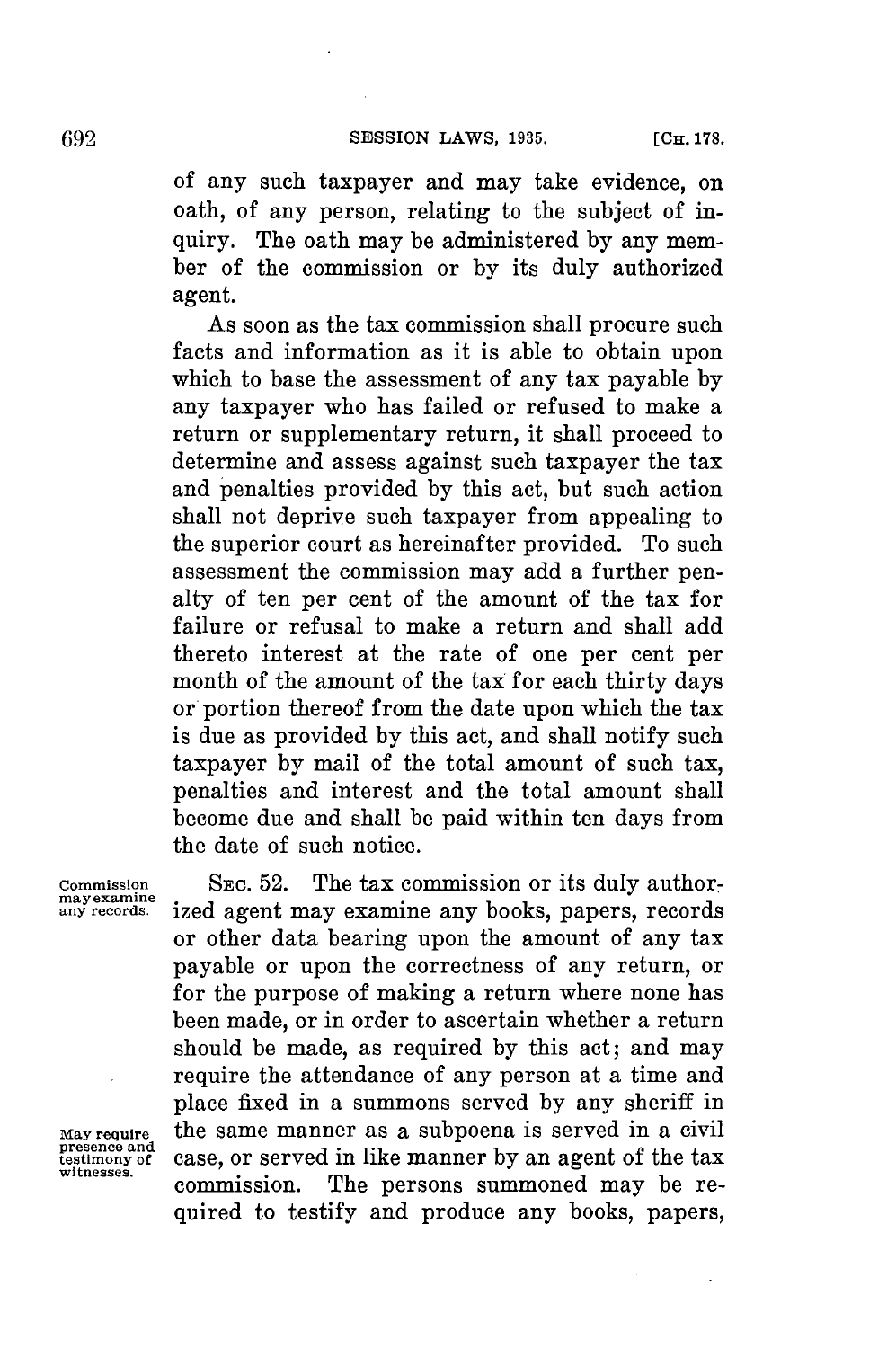of any such taxpayer and may take evidence, on oath, of any person, relating to the subject of inquiry. The oath may be administered by any member of the commission or by its duly authorized agent.

As soon as the tax commission shall procure such facts and information as it is able to obtain upon which to base the assessment of any tax payable by any taxpayer who has failed or refused to make a return or supplementary return, it shall proceed to determine and assess against such taxpayer the tax and penalties provided by this act, but such action shall not deprive such taxpayer from appealing to the superior court as hereinafter provided. To such assessment the commission may add a further penalty of ten per cent of the amount of the tax for failure or refusal to make a return and shall add thereto interest at the rate of one per cent per month of the amount of the tax for each thirty days or portion thereof from the date upon which the tax is due as provided by this act, and shall notify such taxpayer by mail of the total amount of such tax, penalties and interest and the total amount shall become due and shall be paid within ten days from the date of such notice.

*Commission may examine any records.*

SEC. 52. The tax commission or its duly authorized agent may examine any books, papers, records or other data bearing upon the amount of any tax payable or upon the correctness of any return, or for the purpose of making a return where none has been made, or in order to ascertain whether a return should be made, as required by this act; and may require the attendance of any person at a time and place fixed in a summons served by any sheriff in the same manner as a subpoena is served in a civil case, or served in like manner by an agent of the tax commission. The persons summoned may be required to testify and produce any books, papers,

*May require presence and testimony of witnesses.*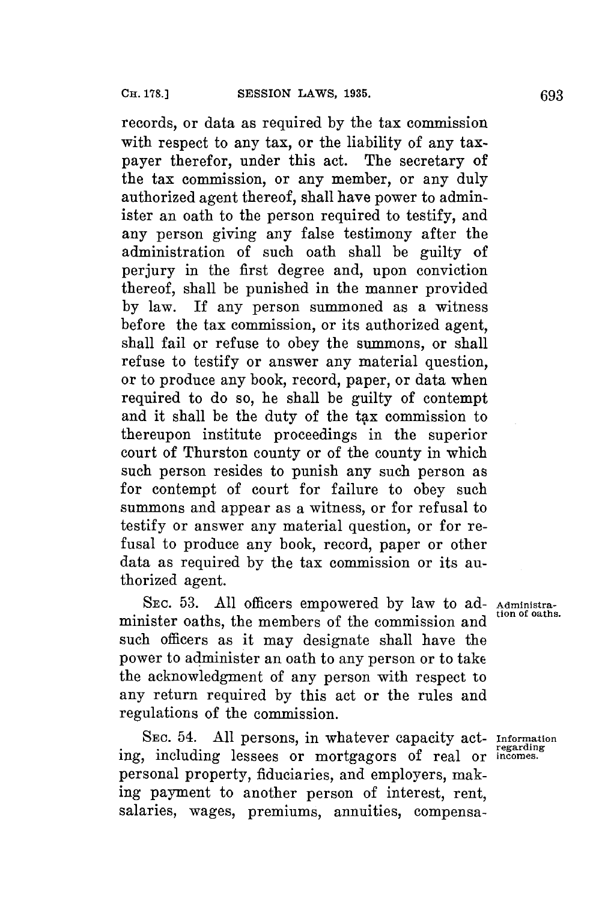records, or data as required by the tax commission with respect to any tax, or the liability of any taxpayer therefor, under this act. The secretary of the tax commission, or any member, or any duly authorized agent thereof, shall have power to administer an oath to the person required to testify, and any person giving any false testimony after the administration of such oath shall be guilty of perjury in the first degree and, upon conviction thereof, shall be punished in the manner provided by law. If any person summoned as a witness before the tax commission, or its authorized agent, shall fail or refuse to obey the summons, or shall refuse to testify or answer any material question, or to produce any book, record, paper, or data when required to do so, he shall be guilty of contempt and it shall be the duty of the tax commission to thereupon institute proceedings in the superior court of Thurston county or of the county in which such person resides to punish any such person as for contempt of court for failure to obey such summons and appear as a witness, or for refusal to testify or answer any material question, or for refusal to produce any book, record, paper or other data as required by the tax commission or its authorized agent.

Administration of oaths.

SEC. 53. All officers empowered by law to administer oaths, the members of the commission and such officers as it may designate shall have the power to administer an oath to any person or to take the acknowledgment of any person with respect to any return required by this act or the rules and regulations of the commission.

Information regarding incomes.

SEC. 54. All persons, in whatever capacity acting, including lessees or mortgagors of real or personal property, fiduciaries, and employers, making payment to another person of interest, rent, salaries, wages, premiums, annuities, compensa-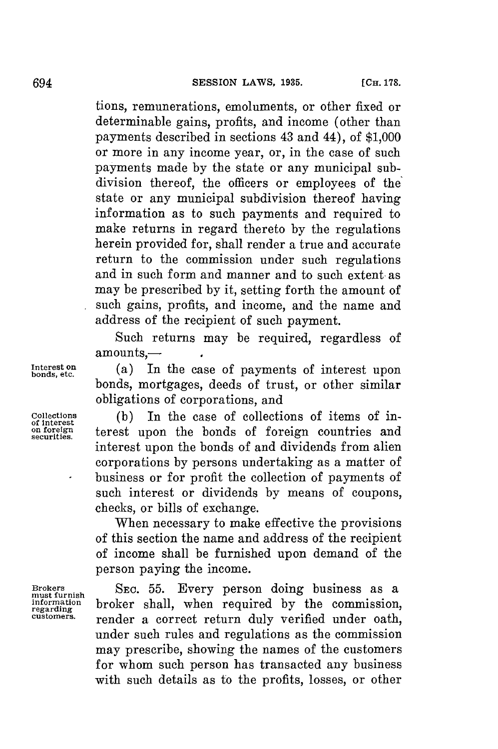tions, remunerations, emoluments, or other fixed or determinable gains, profits, and income (other than payments described in sections 43 and 44), of $1,000 or more in any income year, or, in the case of such payments made by the state or any municipal subdivision thereof, the officers or employees of the state or any municipal subdivision thereof having information as to such payments and required to make returns in regard thereto by the regulations herein provided for, shall render a true and accurate return to the commission under such regulations and in such form and manner and to such extent as may be prescribed by it, setting forth the amount of such gains, profits, and income, and the name and address of the recipient of such payment.

Such returns may be required, regardless of amounts,—

*Interest on bonds, etc.*

(a) In the case of payments of interest upon bonds, mortgages, deeds of trust, or other similar obligations of corporations, and

*Collections of interest on foreign securities.*

(b) In the case of collections of items of interest upon the bonds of foreign countries and interest upon the bonds of and dividends from alien corporations by persons undertaking as a matter of business or for profit the collection of payments of such interest or dividends by means of coupons, checks, or bills of exchange.

When necessary to make effective the provisions of this section the name and address of the recipient of income shall be furnished upon demand of the person paying the income.

*Brokers must furnish information regarding customers.*

SEC. 55. Every person doing business as a broker shall, when required by the commission, render a correct return duly verified under oath, under such rules and regulations as the commission may prescribe, showing the names of the customers for whom such person has transacted any business with such details as to the profits, losses, or other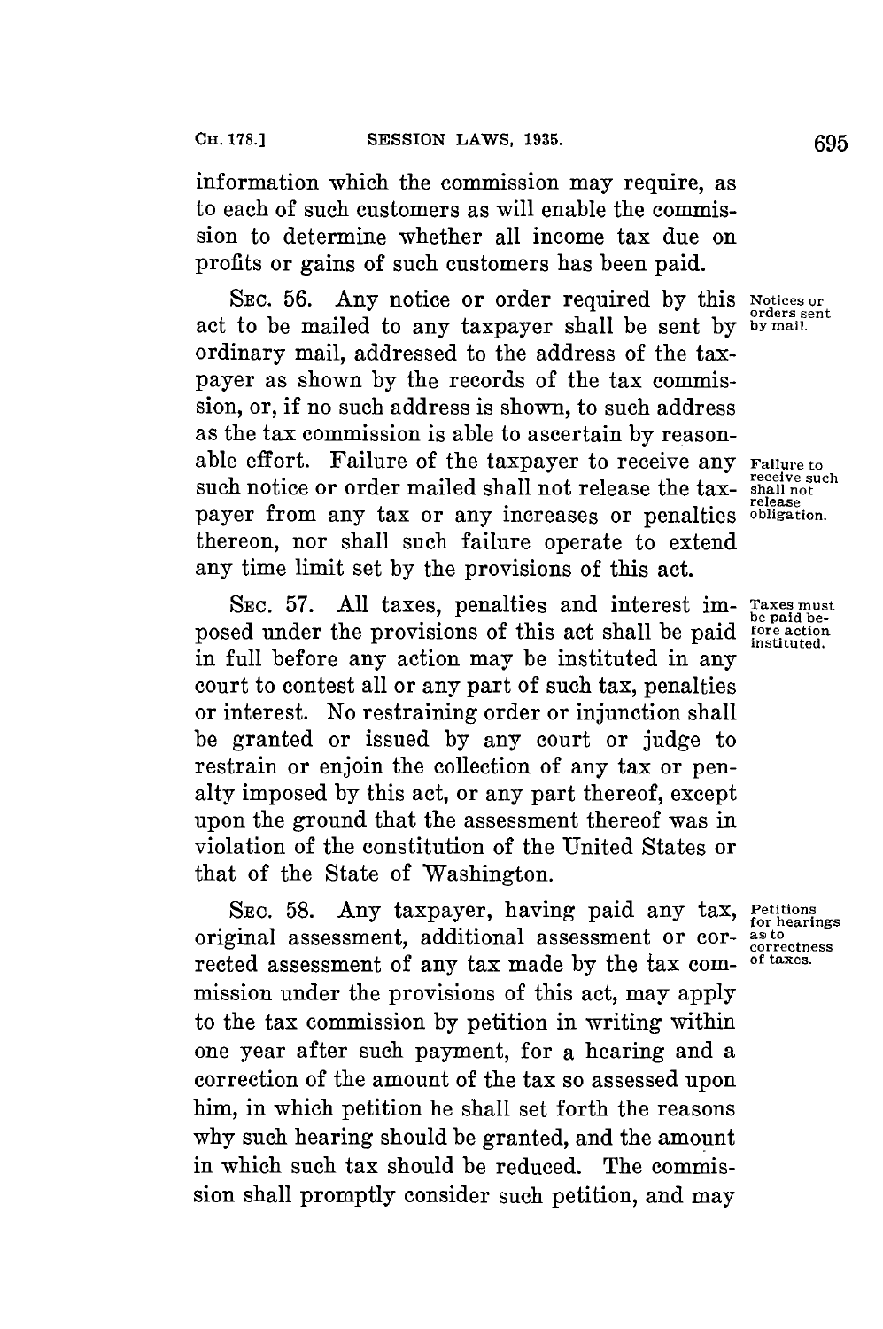information which the commission may require, as to each of such customers as will enable the commission to determine whether all income tax due on profits or gains of such customers has been paid.

SEC. 56. Any notice or order required by this act to be mailed to any taxpayer shall be sent by ordinary mail, addressed to the address of the taxpayer as shown by the records of the tax commission, or, if no such address is shown, to such address as the tax commission is able to ascertain by reasonable effort. Failure of the taxpayer to receive any such notice or order mailed shall not release the taxpayer from any tax or any increases or penalties thereon, nor shall such failure operate to extend any time limit set by the provisions of this act.

*Notices or orders sent by mail.*

*Failure to receive such shall not release obligation.*

SEC. 57. All taxes, penalties and interest imposed under the provisions of this act shall be paid in full before any action may be instituted in any court to contest all or any part of such tax, penalties or interest. No restraining order or injunction shall be granted or issued by any court or judge to restrain or enjoin the collection of any tax or penalty imposed by this act, or any part thereof, except upon the ground that the assessment thereof was in violation of the constitution of the United States or that of the State of Washington.

*Taxes must be paid before action instituted.*

SEC. 58. Any taxpayer, having paid any tax, original assessment, additional assessment or corrected assessment of any tax made by the tax commission under the provisions of this act, may apply to the tax commission by petition in writing within one year after such payment, for a hearing and a correction of the amount of the tax so assessed upon him, in which petition he shall set forth the reasons why such hearing should be granted, and the amount in which such tax should be reduced. The commission shall promptly consider such petition, and may

*Petitions for hearings as to correctness of taxes.*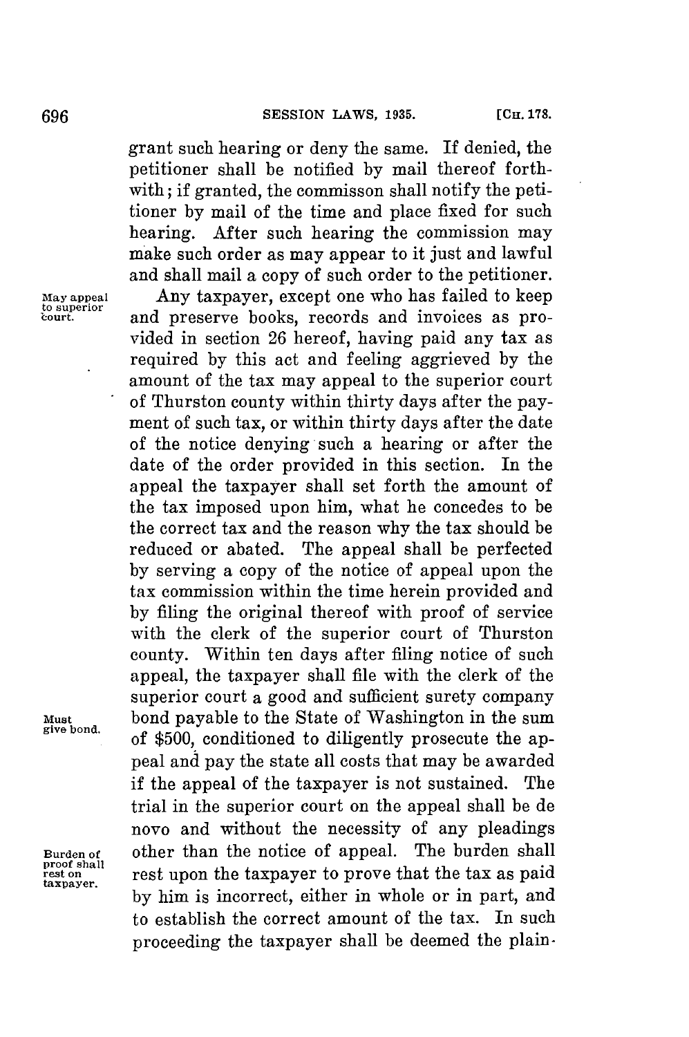grant such hearing or deny the same. If denied, the petitioner shall be notified by mail thereof forthwith; if granted, the commisson shall notify the petitioner by mail of the time and place fixed for such hearing. After such hearing the commission may make such order as may appear to it just and lawful and shall mail a copy of such order to the petitioner.

May appeal to superior court.

Any taxpayer, except one who has failed to keep and preserve books, records and invoices as provided in section 26 hereof, having paid any tax as required by this act and feeling aggrieved by the amount of the tax may appeal to the superior court of Thurston county within thirty days after the payment of such tax, or within thirty days after the date of the notice denying such a hearing or after the date of the order provided in this section. In the appeal the taxpayer shall set forth the amount of the tax imposed upon him, what he concedes to be the correct tax and the reason why the tax should be reduced or abated. The appeal shall be perfected by serving a copy of the notice of appeal upon the tax commission within the time herein provided and by filing the original thereof with proof of service with the clerk of the superior court of Thurston county. Within ten days after filing notice of such appeal, the taxpayer shall file with the clerk of the superior court a good and sufficient surety company bond payable to the State of Washington in the sum of $500, conditioned to diligently prosecute the appeal and pay the state all costs that may be awarded if the appeal of the taxpayer is not sustained. The trial in the superior court on the appeal shall be de novo and without the necessity of any pleadings other than the notice of appeal. The burden shall rest upon the taxpayer to prove that the tax as paid by him is incorrect, either in whole or in part, and to establish the correct amount of the tax. In such proceeding the taxpayer shall be deemed the plain-

Must give bond.

Burden of proof shall rest on taxpayer.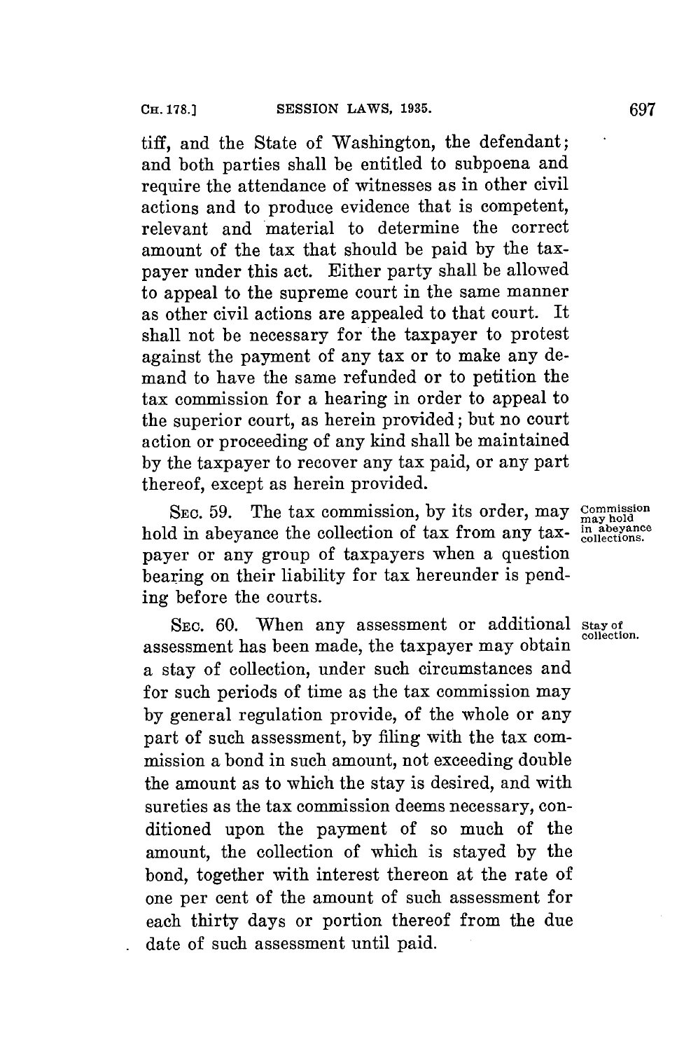tiff, and the State of Washington, the defendant; and both parties shall be entitled to subpoena and require the attendance of witnesses as in other civil actions and to produce evidence that is competent, relevant and material to determine the correct amount of the tax that should be paid by the taxpayer under this act. Either party shall be allowed to appeal to the supreme court in the same manner as other civil actions are appealed to that court. It shall not be necessary for the taxpayer to protest against the payment of any tax or to make any demand to have the same refunded or to petition the tax commission for a hearing in order to appeal to the superior court, as herein provided; but no court action or proceeding of any kind shall be maintained by the taxpayer to recover any tax paid, or any part thereof, except as herein provided.

SEC. 59. The tax commission, by its order, may hold in abeyance the collection of tax from any taxpayer or any group of taxpayers when a question bearing on their liability for tax hereunder is pending before the courts.

*Commission may hold in abeyance collections.*

SEC. 60. When any assessment or additional assessment has been made, the taxpayer may obtain a stay of collection, under such circumstances and for such periods of time as the tax commission may by general regulation provide, of the whole or any part of such assessment, by filing with the tax commission a bond in such amount, not exceeding double the amount as to which the stay is desired, and with sureties as the tax commission deems necessary, conditioned upon the payment of so much of the amount, the collection of which is stayed by the bond, together with interest thereon at the rate of one per cent of the amount of such assessment for each thirty days or portion thereof from the due date of such assessment until paid.

*Stay of collection.*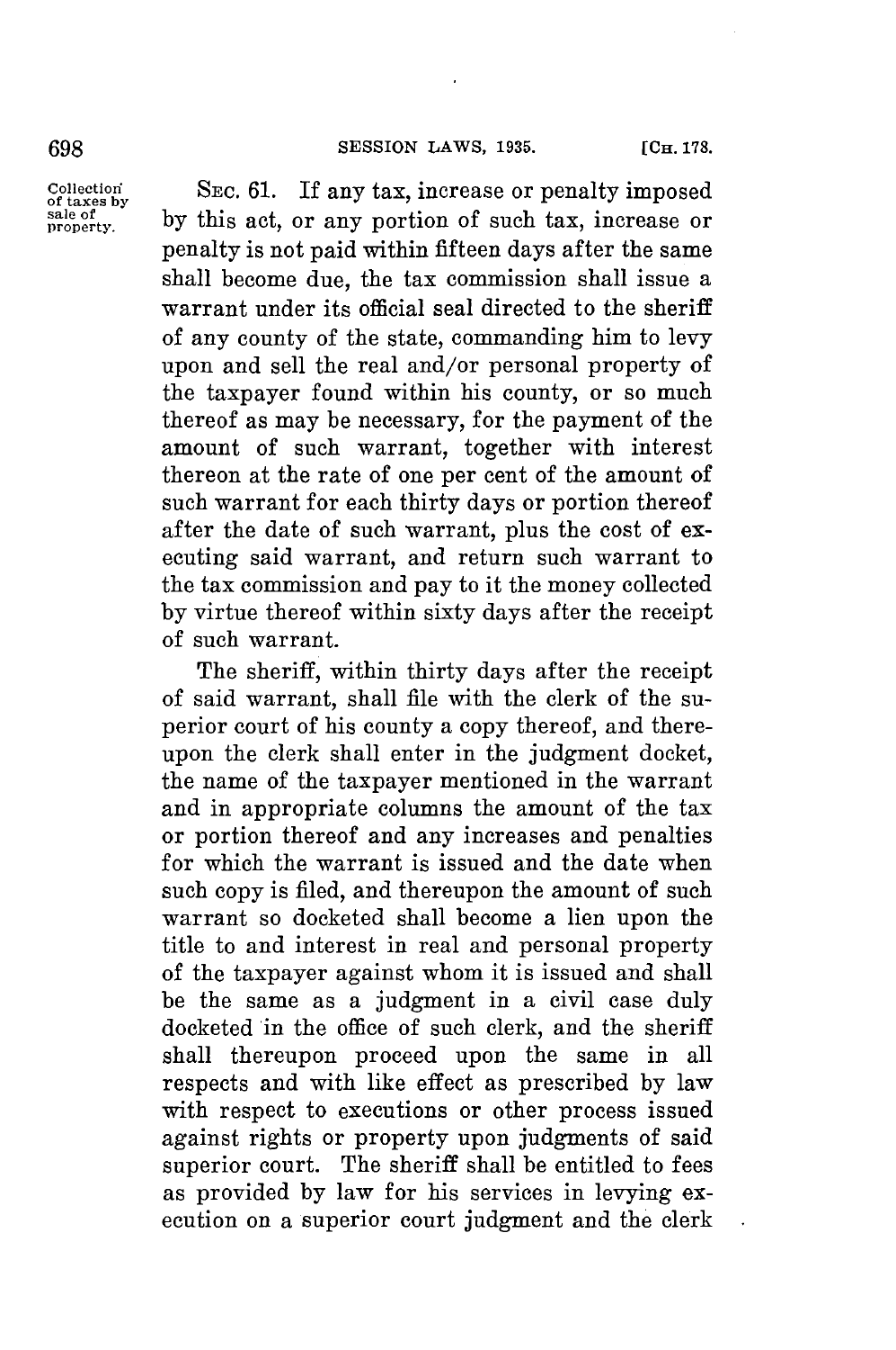Collection of taxes by sale of property.

SEC. 61. If any tax, increase or penalty imposed by this act, or any portion of such tax, increase or penalty is not paid within fifteen days after the same shall become due, the tax commission shall issue a warrant under its official seal directed to the sheriff of any county of the state, commanding him to levy upon and sell the real and/or personal property of the taxpayer found within his county, or so much thereof as may be necessary, for the payment of the amount of such warrant, together with interest thereon at the rate of one per cent of the amount of such warrant for each thirty days or portion thereof after the date of such warrant, plus the cost of executing said warrant, and return such warrant to the tax commission and pay to it the money collected by virtue thereof within sixty days after the receipt of such warrant.

The sheriff, within thirty days after the receipt of said warrant, shall file with the clerk of the superior court of his county a copy thereof, and thereupon the clerk shall enter in the judgment docket, the name of the taxpayer mentioned in the warrant and in appropriate columns the amount of the tax or portion thereof and any increases and penalties for which the warrant is issued and the date when such copy is filed, and thereupon the amount of such warrant so docketed shall become a lien upon the title to and interest in real and personal property of the taxpayer against whom it is issued and shall be the same as a judgment in a civil case duly docketed in the office of such clerk, and the sheriff shall thereupon proceed upon the same in all respects and with like effect as prescribed by law with respect to executions or other process issued against rights or property upon judgments of said superior court. The sheriff shall be entitled to fees as provided by law for his services in levying execution on a superior court judgment and the clerk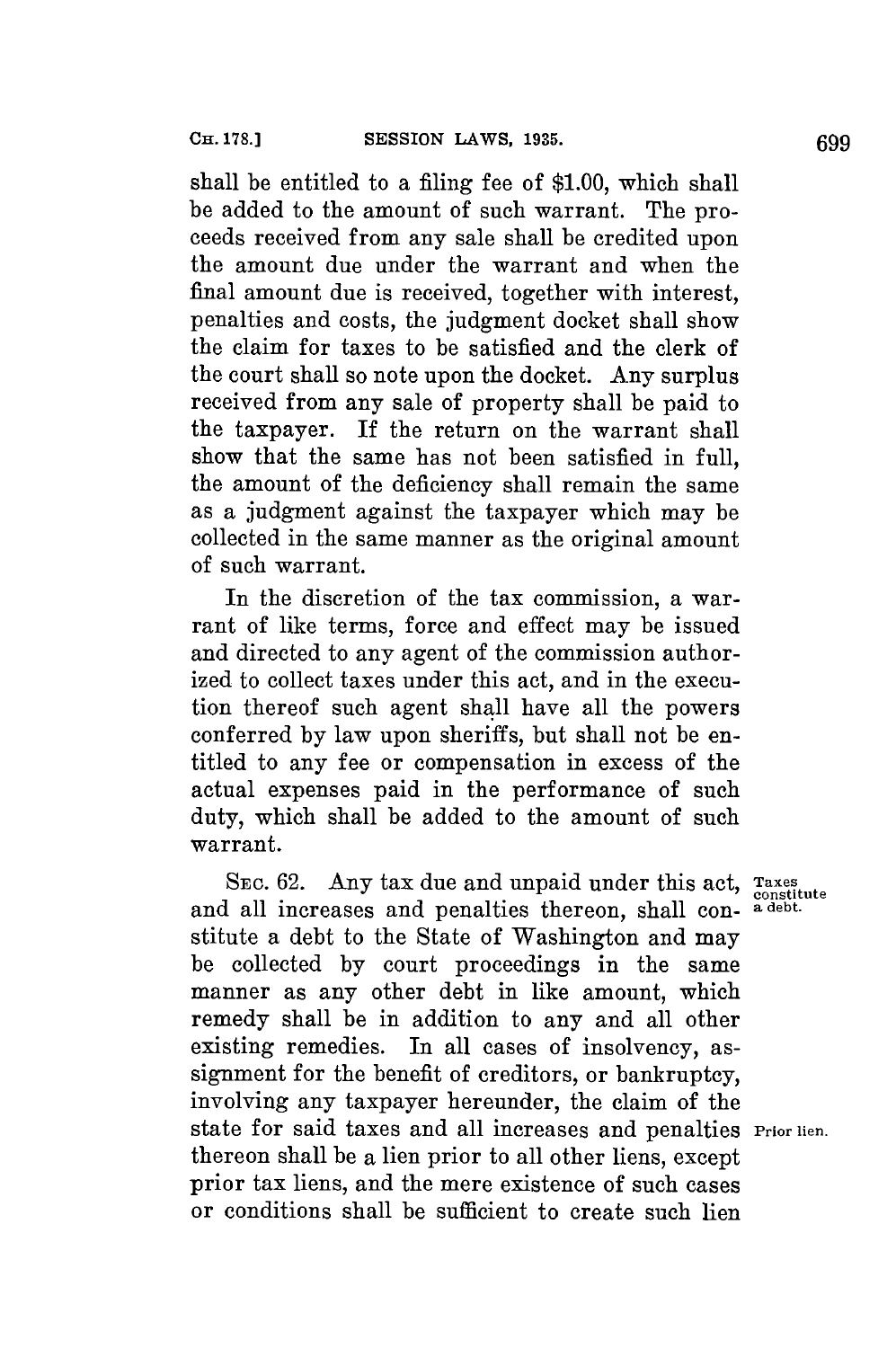shall be entitled to a filing fee of $1.00, which shall be added to the amount of such warrant. The proceeds received from any sale shall be credited upon the amount due under the warrant and when the final amount due is received, together with interest, penalties and costs, the judgment docket shall show the claim for taxes to be satisfied and the clerk of the court shall so note upon the docket. Any surplus received from any sale of property shall be paid to the taxpayer. If the return on the warrant shall show that the same has not been satisfied in full, the amount of the deficiency shall remain the same as a judgment against the taxpayer which may be collected in the same manner as the original amount of such warrant.

In the discretion of the tax commission, a warrant of like terms, force and effect may be issued and directed to any agent of the commission authorized to collect taxes under this act, and in the execution thereof such agent shall have all the powers conferred by law upon sheriffs, but shall not be entitled to any fee or compensation in excess of the actual expenses paid in the performance of such duty, which shall be added to the amount of such warrant.

SEC. 62. Any tax due and unpaid under this act, and all increases and penalties thereon, shall constitute a debt to the State of Washington and may be collected by court proceedings in the same manner as any other debt in like amount, which remedy shall be in addition to any and all other existing remedies. In all cases of insolvency, assignment for the benefit of creditors, or bankruptcy, involving any taxpayer hereunder, the claim of the state for said taxes and all increases and penalties thereon shall be a lien prior to all other liens, except prior tax liens, and the mere existence of such cases or conditions shall be sufficient to create such lien

*Taxes constitute a debt.*

*Prior lien.*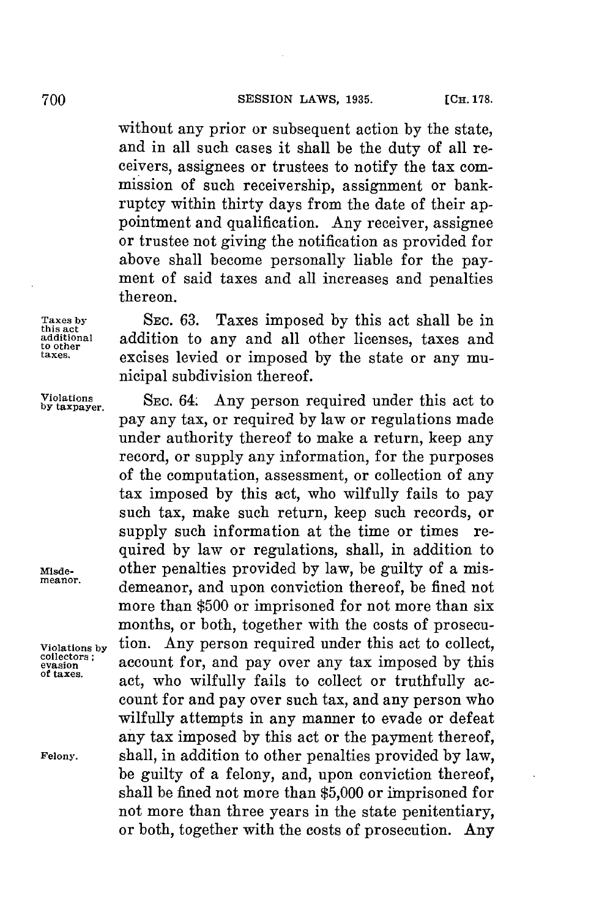without any prior or subsequent action by the state, and in all such cases it shall be the duty of all receivers, assignees or trustees to notify the tax commission of such receivership, assignment or bankruptcy within thirty days from the date of their appointment and qualification. Any receiver, assignee or trustee not giving the notification as provided for above shall become personally liable for the payment of said taxes and all increases and penalties thereon.

*Taxes by this act additional to other taxes.*

SEC. 63. Taxes imposed by this act shall be in addition to any and all other licenses, taxes and excises levied or imposed by the state or any municipal subdivision thereof.

*Violations by taxpayer.*

SEC. 64. Any person required under this act to pay any tax, or required by law or regulations made under authority thereof to make a return, keep any record, or supply any information, for the purposes of the computation, assessment, or collection of any tax imposed by this act, who wilfully fails to pay such tax, make such return, keep such records, or supply such information at the time or times required by law or regulations, shall, in addition to other penalties provided by law, be guilty of a misdemeanor, and upon conviction thereof, be fined not more than $500 or imprisoned for not more than six months, or both, together with the costs of prosecution.

*Misdemeanor.*

*Violations by collectors; evasion of taxes.*

Any person required under this act to collect, account for, and pay over any tax imposed by this act, who wilfully fails to collect or truthfully account for and pay over such tax, and any person who wilfully attempts in any manner to evade or defeat any tax imposed by this act or the payment thereof, shall, in addition to other penalties provided by law, be guilty of a felony, and, upon conviction thereof, shall be fined not more than $5,000 or imprisoned for not more than three years in the state penitentiary, or both, together with the costs of prosecution. Any

*Felony.*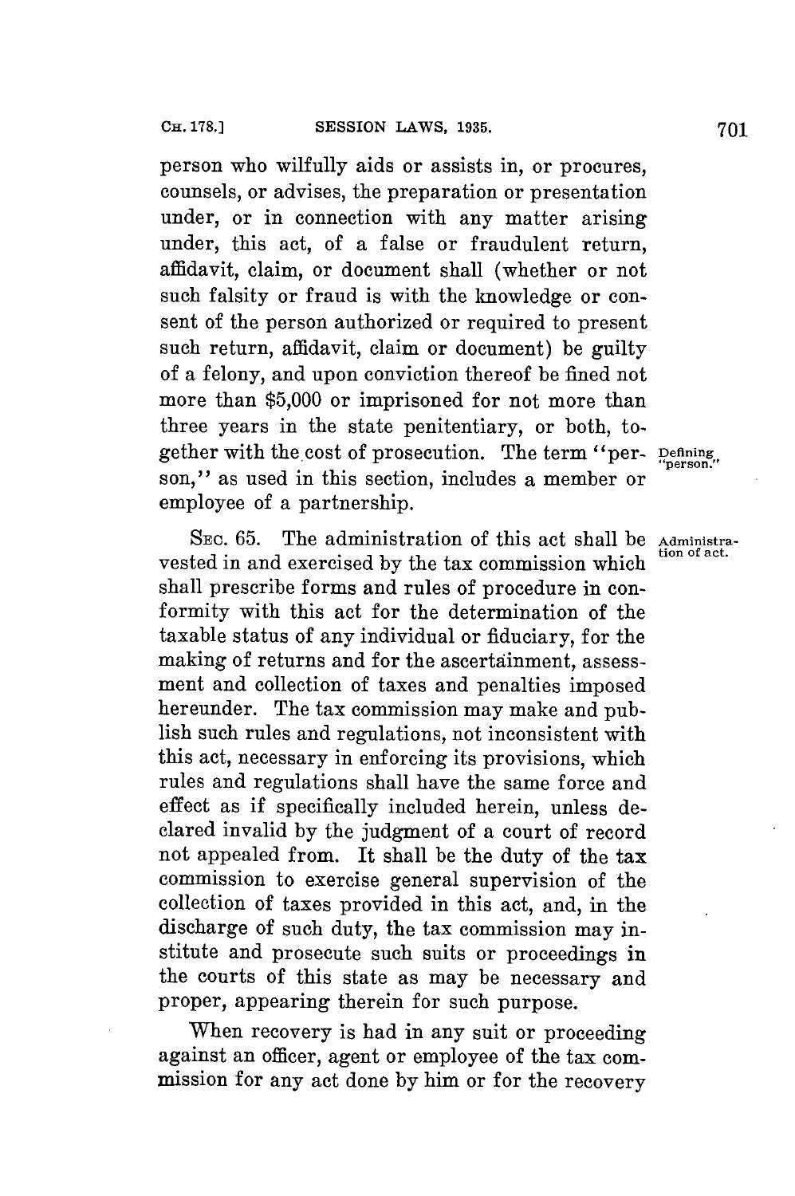person who wilfully aids or assists in, or procures, counsels, or advises, the preparation or presentation under, or in connection with any matter arising under, this act, of a false or fraudulent return, affidavit, claim, or document shall (whether or not such falsity or fraud is with the knowledge or consent of the person authorized or required to present such return, affidavit, claim or document) be guilty of a felony, and upon conviction thereof be fined not more than $5,000 or imprisoned for not more than three years in the state penitentiary, or both, together with the cost of prosecution. The term "person," as used in this section, includes a member or employee of a partnership.

*Defining "person."*

SEC. 65. The administration of this act shall be vested in and exercised by the tax commission which shall prescribe forms and rules of procedure in conformity with this act for the determination of the taxable status of any individual or fiduciary, for the making of returns and for the ascertainment, assessment and collection of taxes and penalties imposed hereunder. The tax commission may make and publish such rules and regulations, not inconsistent with this act, necessary in enforcing its provisions, which rules and regulations shall have the same force and effect as if specifically included herein, unless declared invalid by the judgment of a court of record not appealed from. It shall be the duty of the tax commission to exercise general supervision of the collection of taxes provided in this act, and, in the discharge of such duty, the tax commission may institute and prosecute such suits or proceedings in the courts of this state as may be necessary and proper, appearing therein for such purpose.

*Administration of act.*

When recovery is had in any suit or proceeding against an officer, agent or employee of the tax commission for any act done by him or for the recovery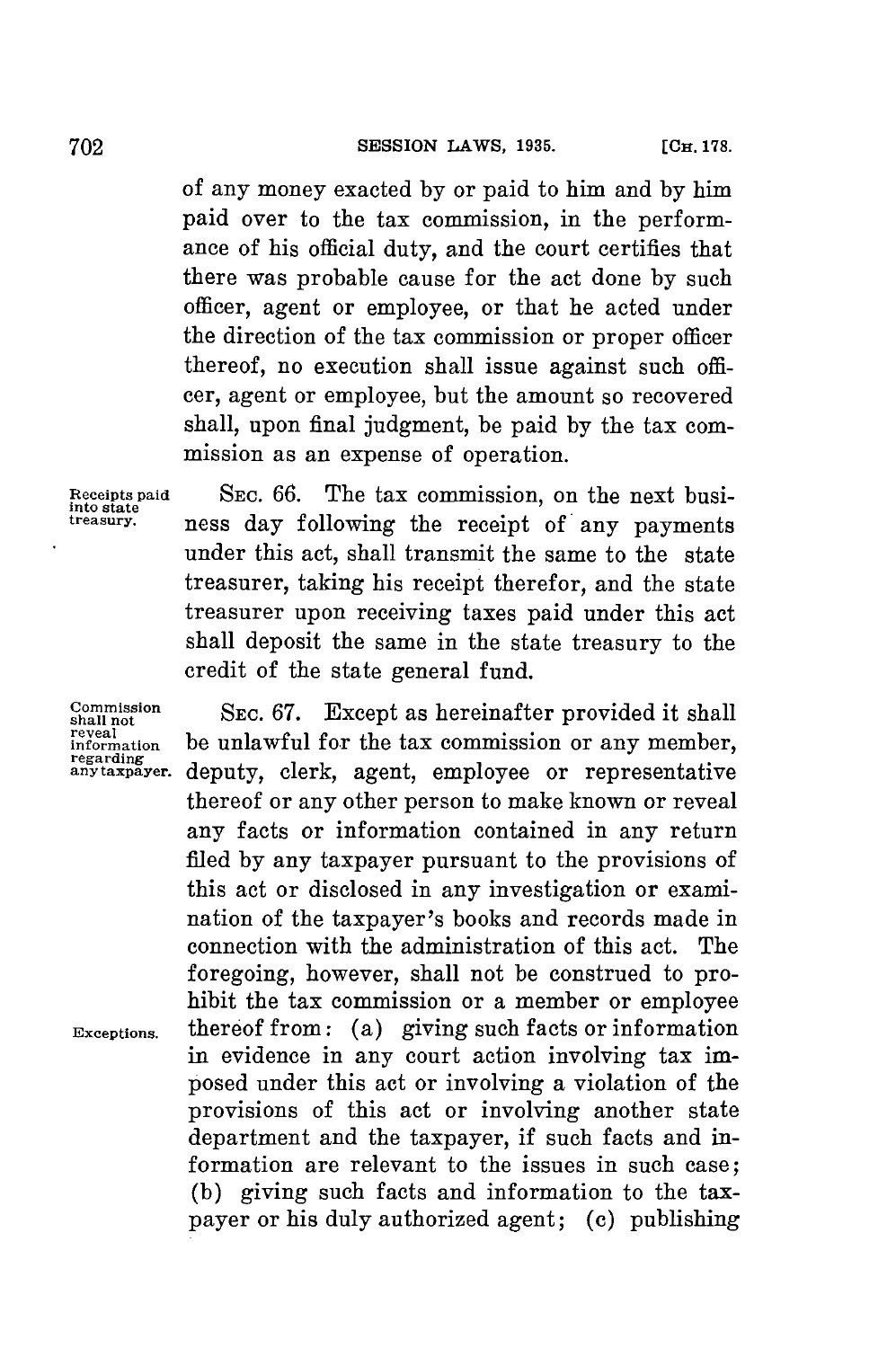of any money exacted by or paid to him and by him paid over to the tax commission, in the performance of his official duty, and the court certifies that there was probable cause for the act done by such officer, agent or employee, or that he acted under the direction of the tax commission or proper officer thereof, no execution shall issue against such officer, agent or employee, but the amount so recovered shall, upon final judgment, be paid by the tax commission as an expense of operation.

*Receipts paid into state treasury.*

SEC. 66. The tax commission, on the next business day following the receipt of any payments under this act, shall transmit the same to the state treasurer, taking his receipt therefor, and the state treasurer upon receiving taxes paid under this act shall deposit the same in the state treasury to the credit of the state general fund.

*Commission shall not reveal information regarding any taxpayer.*

SEC. 67. Except as hereinafter provided it shall be unlawful for the tax commission or any member, deputy, clerk, agent, employee or representative thereof or any other person to make known or reveal any facts or information contained in any return filed by any taxpayer pursuant to the provisions of this act or disclosed in any investigation or examination of the taxpayer's books and records made in connection with the administration of this act. The foregoing, however, shall not be construed to prohibit the tax commission or a member or employee thereof from: (a) giving such facts or information in evidence in any court action involving tax imposed under this act or involving a violation of the provisions of this act or involving another state department and the taxpayer, if such facts and information are relevant to the issues in such case; (b) giving such facts and information to the taxpayer or his duly authorized agent; (c) publishing

*Exceptions.*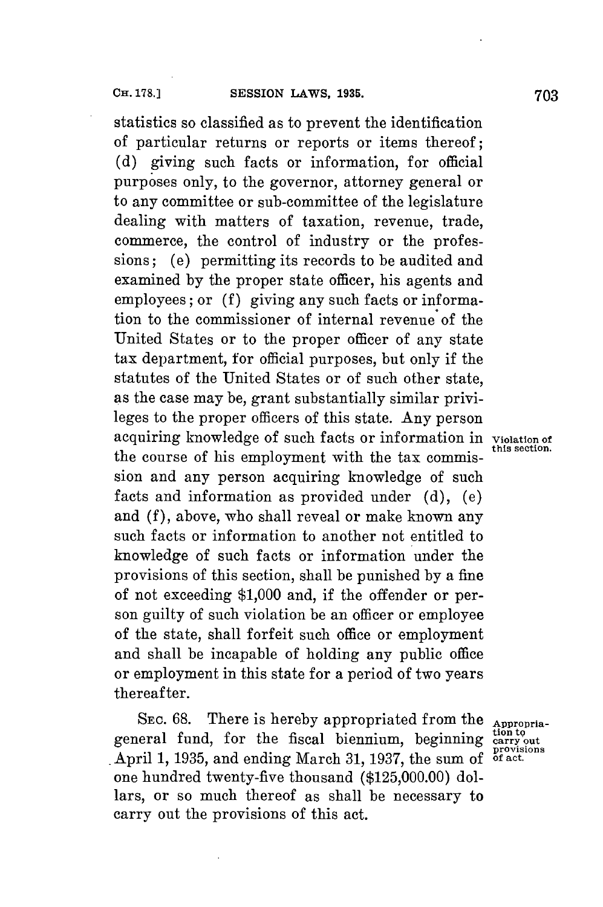statistics so classified as to prevent the identification of particular returns or reports or items thereof; (d) giving such facts or information, for official purposes only, to the governor, attorney general or to any committee or sub-committee of the legislature dealing with matters of taxation, revenue, trade, commerce, the control of industry or the professions; (e) permitting its records to be audited and examined by the proper state officer, his agents and employees; or (f) giving any such facts or information to the commissioner of internal revenue of the United States or to the proper officer of any state tax department, for official purposes, but only if the statutes of the United States or of such other state, as the case may be, grant substantially similar privileges to the proper officers of this state. Any person acquiring knowledge of such facts or information in the course of his employment with the tax commission and any person acquiring knowledge of such facts and information as provided under (d), (e) and (f), above, who shall reveal or make known any such facts or information to another not entitled to knowledge of such facts or information under the provisions of this section, shall be punished by a fine of not exceeding $1,000 and, if the offender or person guilty of such violation be an officer or employee of the state, shall forfeit such office or employment and shall be incapable of holding any public office or employment in this state for a period of two years thereafter.

*Violation of this section.*

SEC. 68. There is hereby appropriated from the general fund, for the fiscal biennium, beginning April 1, 1935, and ending March 31, 1937, the sum of one hundred twenty-five thousand ($125,000.00) dollars, or so much thereof as shall be necessary to carry out the provisions of this act.

*Appropriation to carry out provisions of act.*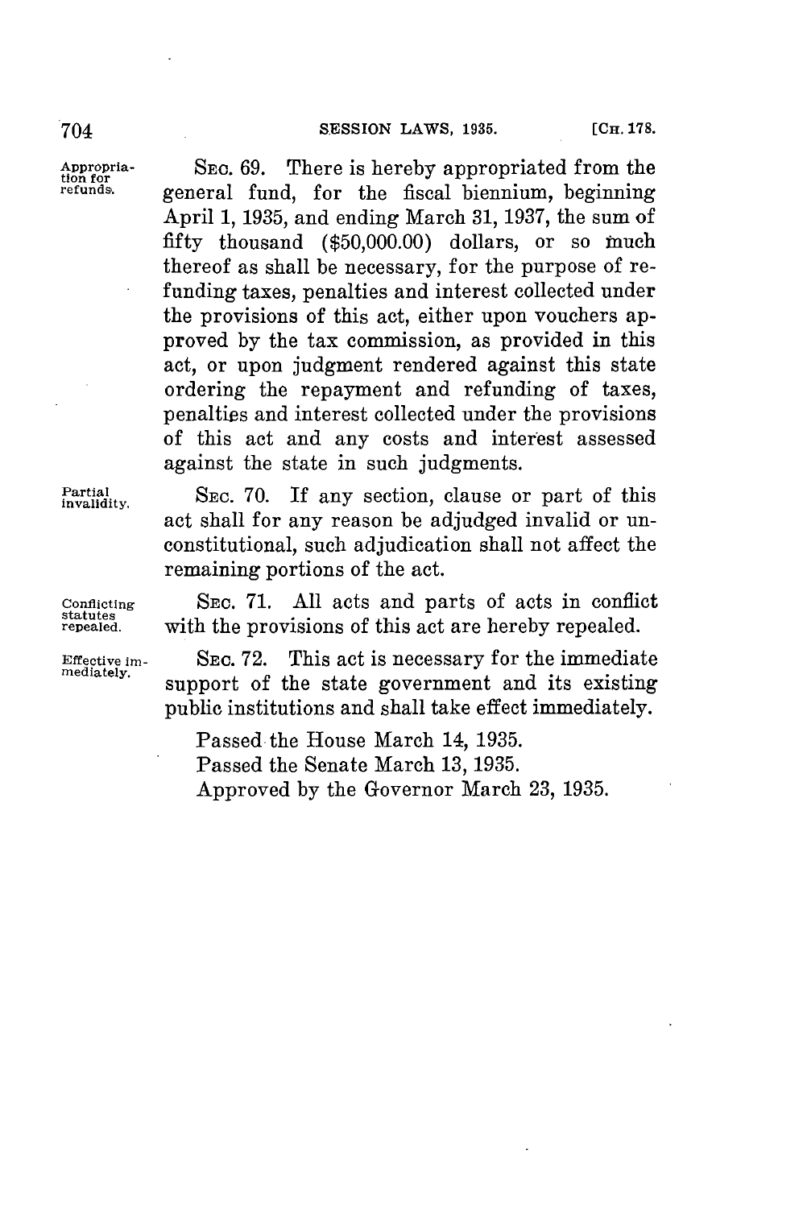**Appropriation for refunds.** SEC. 69. There is hereby appropriated from the general fund, for the fiscal biennium, beginning April 1, 1935, and ending March 31, 1937, the sum of fifty thousand ($50,000.00) dollars, or so much thereof as shall be necessary, for the purpose of refunding taxes, penalties and interest collected under the provisions of this act, either upon vouchers approved by the tax commission, as provided in this act, or upon judgment rendered against this state ordering the repayment and refunding of taxes, penalties and interest collected under the provisions of this act and any costs and interest assessed against the state in such judgments.

**Partial invalidity.** SEC. 70. If any section, clause or part of this act shall for any reason be adjudged invalid or unconstitutional, such adjudication shall not affect the remaining portions of the act.

**Conflicting statutes repealed.** SEC. 71. All acts and parts of acts in conflict with the provisions of this act are hereby repealed.

**Effective immediately.** SEC. 72. This act is necessary for the immediate support of the state government and its existing public institutions and shall take effect immediately.

Passed the House March 14, 1935.
Passed the Senate March 13, 1935.
Approved by the Governor March 23, 1935.